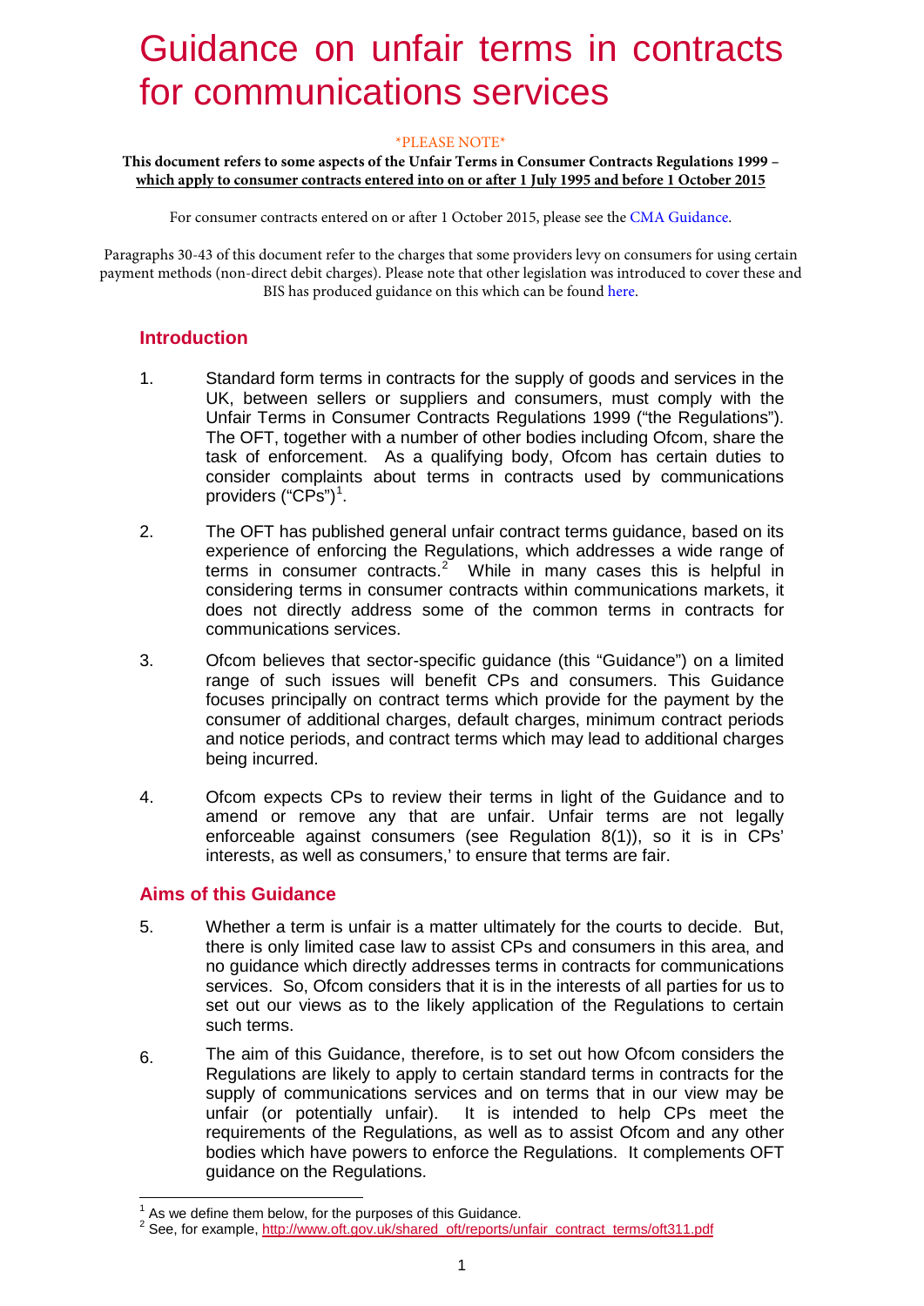# Guidance on unfair terms in contracts for communications services

\*PLEASE NOTE\*

**This document refers to some aspects of the Unfair Terms in Consumer Contracts Regulations 1999 – which apply to consumer contracts entered into on or after 1 July 1995 and before 1 October 2015**

For consumer contracts entered on or after 1 October 2015, please see the CMA Guidance.

Paragraphs 30-43 of this document refer to the charges that some providers levy on consumers for using certain payment methods (non-direct debit charges). Please note that other legislation was introduced to cover these and BIS has produced guidance on this which can be found here.

## Introduction

1. Standard form terms in contracts for the supply of goods and services in the UK, between sellers or suppliers and consumers, must comply with the Unfair Terms in Consumer Contracts Regulations 1999 ("the Regulations"). The OFT, together with a number of other bodies including Ofcom, share the task of enforcement. As a qualifying body, Ofcom has certain duties to consider complaints about terms in contracts used by communications providers ("CPs")[1].

2. The OFT has published general unfair contract terms guidance, based on its experience of enforcing the Regulations, which addresses a wide range of terms in consumer contracts.[2] While in many cases this is helpful in considering terms in consumer contracts within communications markets, it does not directly address some of the common terms in contracts for communications services.

3. Ofcom believes that sector-specific guidance (this "Guidance") on a limited range of such issues will benefit CPs and consumers. This Guidance focuses principally on contract terms which provide for the payment by the consumer of additional charges, default charges, minimum contract periods and notice periods, and contract terms which may lead to additional charges being incurred.

4. Ofcom expects CPs to review their terms in light of the Guidance and to amend or remove any that are unfair. Unfair terms are not legally enforceable against consumers (see Regulation 8(1)), so it is in CPs' interests, as well as consumers,' to ensure that terms are fair.

## Aims of this Guidance

5. Whether a term is unfair is a matter ultimately for the courts to decide. But, there is only limited case law to assist CPs and consumers in this area, and no guidance which directly addresses terms in contracts for communications services. So, Ofcom considers that it is in the interests of all parties for us to set out our views as to the likely application of the Regulations to certain such terms.

6. The aim of this Guidance, therefore, is to set out how Ofcom considers the Regulations are likely to apply to certain standard terms in contracts for the supply of communications services and on terms that in our view may be unfair (or potentially unfair). It is intended to help CPs meet the requirements of the Regulations, as well as to assist Ofcom and any other bodies which have powers to enforce the Regulations. It complements OFT guidance on the Regulations.

---

[1] As we define them below, for the purposes of this Guidance.

[2] See, for example, http://www.oft.gov.uk/shared_oft/reports/unfair_contract_terms/oft311.pdf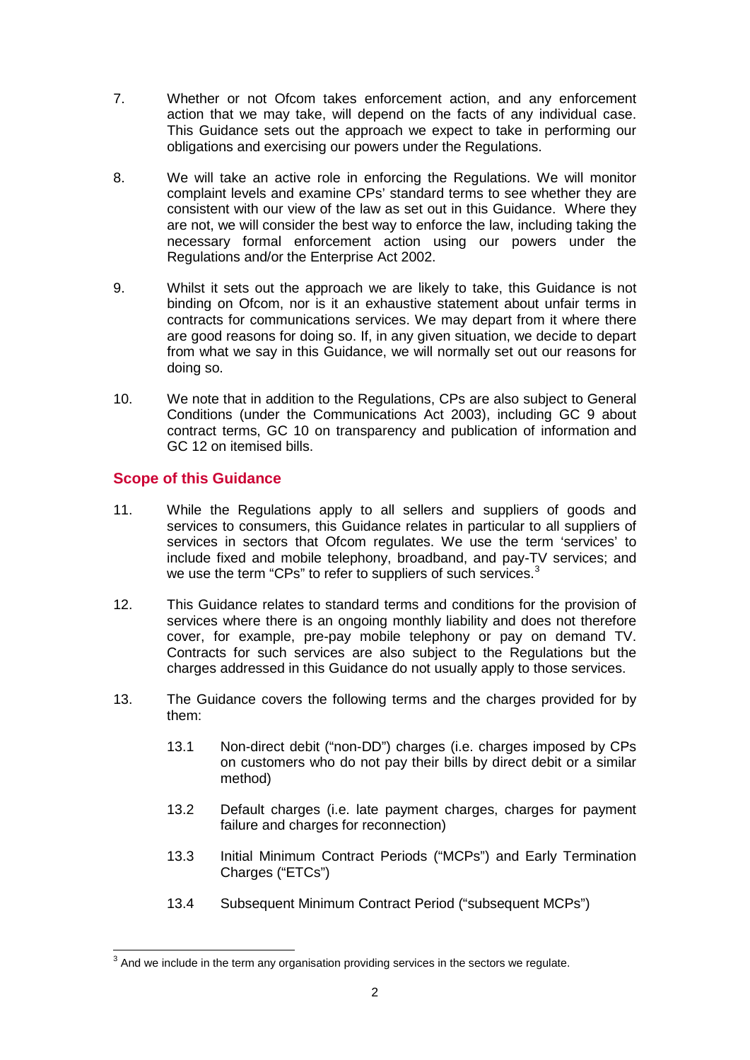7. Whether or not Ofcom takes enforcement action, and any enforcement action that we may take, will depend on the facts of any individual case. This Guidance sets out the approach we expect to take in performing our obligations and exercising our powers under the Regulations.

8. We will take an active role in enforcing the Regulations. We will monitor complaint levels and examine CPs' standard terms to see whether they are consistent with our view of the law as set out in this Guidance. Where they are not, we will consider the best way to enforce the law, including taking the necessary formal enforcement action using our powers under the Regulations and/or the Enterprise Act 2002.

9. Whilst it sets out the approach we are likely to take, this Guidance is not binding on Ofcom, nor is it an exhaustive statement about unfair terms in contracts for communications services. We may depart from it where there are good reasons for doing so. If, in any given situation, we decide to depart from what we say in this Guidance, we will normally set out our reasons for doing so.

10. We note that in addition to the Regulations, CPs are also subject to General Conditions (under the Communications Act 2003), including GC 9 about contract terms, GC 10 on transparency and publication of information and GC 12 on itemised bills.

## Scope of this Guidance

11. While the Regulations apply to all sellers and suppliers of goods and services to consumers, this Guidance relates in particular to all suppliers of services in sectors that Ofcom regulates. We use the term 'services' to include fixed and mobile telephony, broadband, and pay-TV services; and we use the term "CPs" to refer to suppliers of such services.[3]

12. This Guidance relates to standard terms and conditions for the provision of services where there is an ongoing monthly liability and does not therefore cover, for example, pre-pay mobile telephony or pay on demand TV. Contracts for such services are also subject to the Regulations but the charges addressed in this Guidance do not usually apply to those services.

13. The Guidance covers the following terms and the charges provided for by them:

    13.1 Non-direct debit ("non-DD") charges (i.e. charges imposed by CPs on customers who do not pay their bills by direct debit or a similar method)

    13.2 Default charges (i.e. late payment charges, charges for payment failure and charges for reconnection)

    13.3 Initial Minimum Contract Periods ("MCPs") and Early Termination Charges ("ETCs")

    13.4 Subsequent Minimum Contract Period ("subsequent MCPs")

[3] And we include in the term any organisation providing services in the sectors we regulate.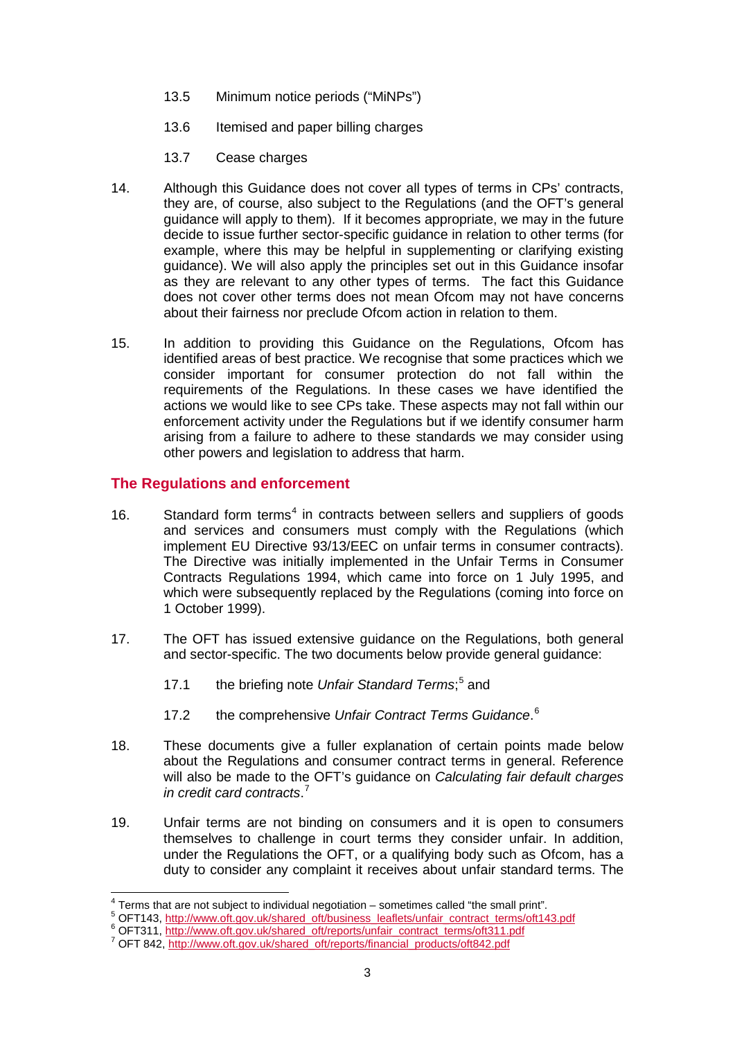13.5 Minimum notice periods ("MiNPs")

13.6 Itemised and paper billing charges

13.7 Cease charges

14. Although this Guidance does not cover all types of terms in CPs' contracts, they are, of course, also subject to the Regulations (and the OFT's general guidance will apply to them). If it becomes appropriate, we may in the future decide to issue further sector-specific guidance in relation to other terms (for example, where this may be helpful in supplementing or clarifying existing guidance). We will also apply the principles set out in this Guidance insofar as they are relevant to any other types of terms. The fact this Guidance does not cover other terms does not mean Ofcom may not have concerns about their fairness nor preclude Ofcom action in relation to them.

15. In addition to providing this Guidance on the Regulations, Ofcom has identified areas of best practice. We recognise that some practices which we consider important for consumer protection do not fall within the requirements of the Regulations. In these cases we have identified the actions we would like to see CPs take. These aspects may not fall within our enforcement activity under the Regulations but if we identify consumer harm arising from a failure to adhere to these standards we may consider using other powers and legislation to address that harm.

## The Regulations and enforcement

16. Standard form terms[4] in contracts between sellers and suppliers of goods and services and consumers must comply with the Regulations (which implement EU Directive 93/13/EEC on unfair terms in consumer contracts). The Directive was initially implemented in the Unfair Terms in Consumer Contracts Regulations 1994, which came into force on 1 July 1995, and which were subsequently replaced by the Regulations (coming into force on 1 October 1999).

17. The OFT has issued extensive guidance on the Regulations, both general and sector-specific. The two documents below provide general guidance:

    17.1 the briefing note *Unfair Standard Terms*;[5] and

    17.2 the comprehensive *Unfair Contract Terms Guidance*.[6]

18. These documents give a fuller explanation of certain points made below about the Regulations and consumer contract terms in general. Reference will also be made to the OFT's guidance on *Calculating fair default charges in credit card contracts*.[7]

19. Unfair terms are not binding on consumers and it is open to consumers themselves to challenge in court terms they consider unfair. In addition, under the Regulations the OFT, or a qualifying body such as Ofcom, has a duty to consider any complaint it receives about unfair standard terms. The

---

[4] Terms that are not subject to individual negotiation – sometimes called "the small print".

[5] OFT143, http://www.oft.gov.uk/shared_oft/business_leaflets/unfair_contract_terms/oft143.pdf

[6] OFT311, http://www.oft.gov.uk/shared_oft/reports/unfair_contract_terms/oft311.pdf

[7] OFT 842, http://www.oft.gov.uk/shared_oft/reports/financial_products/oft842.pdf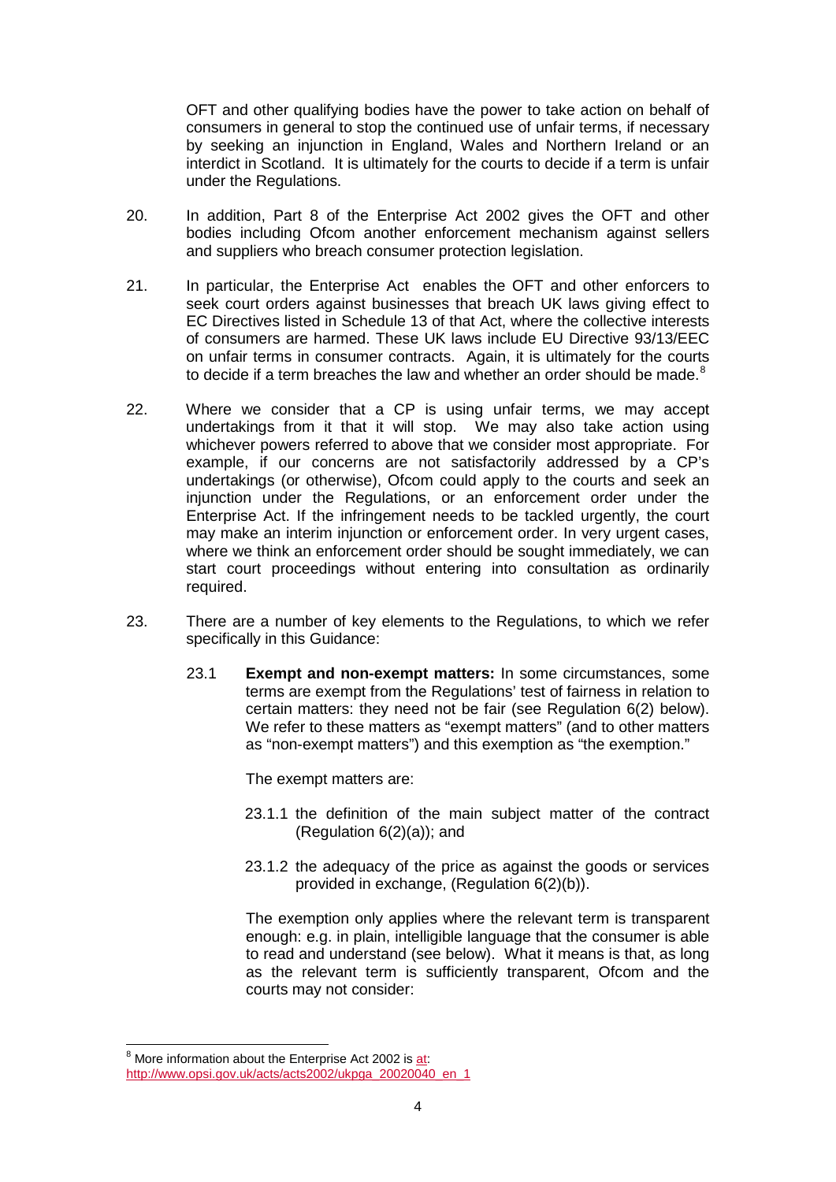OFT and other qualifying bodies have the power to take action on behalf of consumers in general to stop the continued use of unfair terms, if necessary by seeking an injunction in England, Wales and Northern Ireland or an interdict in Scotland. It is ultimately for the courts to decide if a term is unfair under the Regulations.

20. In addition, Part 8 of the Enterprise Act 2002 gives the OFT and other bodies including Ofcom another enforcement mechanism against sellers and suppliers who breach consumer protection legislation.

21. In particular, the Enterprise Act enables the OFT and other enforcers to seek court orders against businesses that breach UK laws giving effect to EC Directives listed in Schedule 13 of that Act, where the collective interests of consumers are harmed. These UK laws include EU Directive 93/13/EEC on unfair terms in consumer contracts. Again, it is ultimately for the courts to decide if a term breaches the law and whether an order should be made.[8]

22. Where we consider that a CP is using unfair terms, we may accept undertakings from it that it will stop. We may also take action using whichever powers referred to above that we consider most appropriate. For example, if our concerns are not satisfactorily addressed by a CP's undertakings (or otherwise), Ofcom could apply to the courts and seek an injunction under the Regulations, or an enforcement order under the Enterprise Act. If the infringement needs to be tackled urgently, the court may make an interim injunction or enforcement order. In very urgent cases, where we think an enforcement order should be sought immediately, we can start court proceedings without entering into consultation as ordinarily required.

23. There are a number of key elements to the Regulations, to which we refer specifically in this Guidance:

    23.1 **Exempt and non-exempt matters:** In some circumstances, some terms are exempt from the Regulations' test of fairness in relation to certain matters: they need not be fair (see Regulation 6(2) below). We refer to these matters as "exempt matters" (and to other matters as "non-exempt matters") and this exemption as "the exemption."

    The exempt matters are:

    23.1.1 the definition of the main subject matter of the contract (Regulation 6(2)(a)); and

    23.1.2 the adequacy of the price as against the goods or services provided in exchange, (Regulation 6(2)(b)).

    The exemption only applies where the relevant term is transparent enough: e.g. in plain, intelligible language that the consumer is able to read and understand (see below). What it means is that, as long as the relevant term is sufficiently transparent, Ofcom and the courts may not consider:

[8] More information about the Enterprise Act 2002 is at: http://www.opsi.gov.uk/acts/acts2002/ukpga_20020040_en_1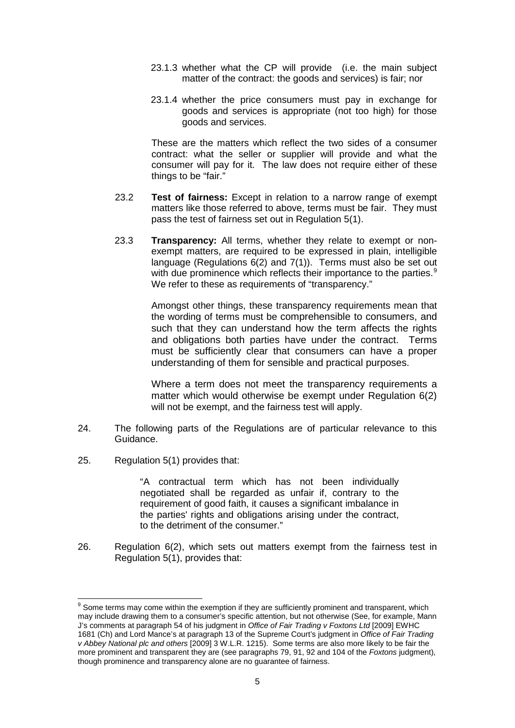23.1.3 whether what the CP will provide (i.e. the main subject matter of the contract: the goods and services) is fair; nor

23.1.4 whether the price consumers must pay in exchange for goods and services is appropriate (not too high) for those goods and services.

These are the matters which reflect the two sides of a consumer contract: what the seller or supplier will provide and what the consumer will pay for it. The law does not require either of these things to be "fair."

23.2 **Test of fairness:** Except in relation to a narrow range of exempt matters like those referred to above, terms must be fair. They must pass the test of fairness set out in Regulation 5(1).

23.3 **Transparency:** All terms, whether they relate to exempt or non-exempt matters, are required to be expressed in plain, intelligible language (Regulations 6(2) and 7(1)). Terms must also be set out with due prominence which reflects their importance to the parties.[9] We refer to these as requirements of "transparency."

Amongst other things, these transparency requirements mean that the wording of terms must be comprehensible to consumers, and such that they can understand how the term affects the rights and obligations both parties have under the contract. Terms must be sufficiently clear that consumers can have a proper understanding of them for sensible and practical purposes.

Where a term does not meet the transparency requirements a matter which would otherwise be exempt under Regulation 6(2) will not be exempt, and the fairness test will apply.

24. The following parts of the Regulations are of particular relevance to this Guidance.

25. Regulation 5(1) provides that:

> "A contractual term which has not been individually negotiated shall be regarded as unfair if, contrary to the requirement of good faith, it causes a significant imbalance in the parties' rights and obligations arising under the contract, to the detriment of the consumer."

26. Regulation 6(2), which sets out matters exempt from the fairness test in Regulation 5(1), provides that:

---

[9] Some terms may come within the exemption if they are sufficiently prominent and transparent, which may include drawing them to a consumer's specific attention, but not otherwise (See, for example, Mann J's comments at paragraph 54 of his judgment in *Office of Fair Trading v Foxtons Ltd* [2009] EWHC 1681 (Ch) and Lord Mance's at paragraph 13 of the Supreme Court's judgment in *Office of Fair Trading v Abbey National plc and others* [2009] 3 W.L.R. 1215). Some terms are also more likely to be fair the more prominent and transparent they are (see paragraphs 79, 91, 92 and 104 of the *Foxtons* judgment), though prominence and transparency alone are no guarantee of fairness.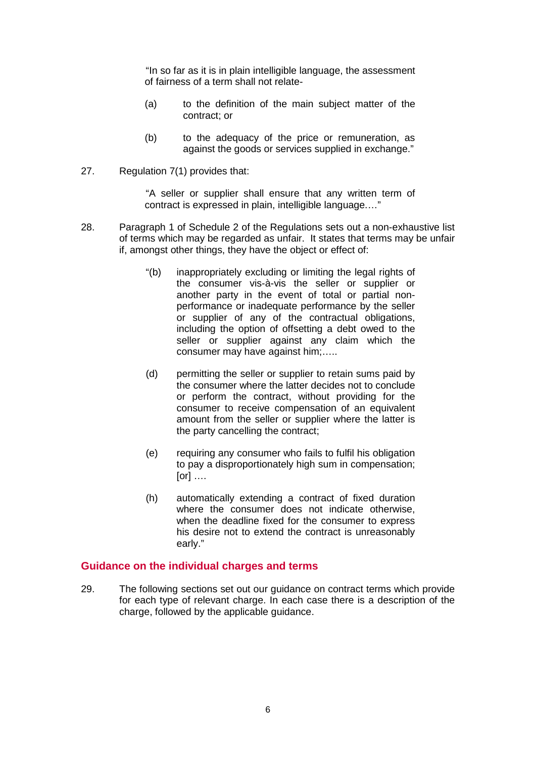> "In so far as it is in plain intelligible language, the assessment of fairness of a term shall not relate-
>
> (a) to the definition of the main subject matter of the contract; or
>
> (b) to the adequacy of the price or remuneration, as against the goods or services supplied in exchange."

27. Regulation 7(1) provides that:

> "A seller or supplier shall ensure that any written term of contract is expressed in plain, intelligible language.…"

28. Paragraph 1 of Schedule 2 of the Regulations sets out a non-exhaustive list of terms which may be regarded as unfair. It states that terms may be unfair if, amongst other things, they have the object or effect of:

> "(b) inappropriately excluding or limiting the legal rights of the consumer vis-à-vis the seller or supplier or another party in the event of total or partial non-performance or inadequate performance by the seller or supplier of any of the contractual obligations, including the option of offsetting a debt owed to the seller or supplier against any claim which the consumer may have against him;…..
>
> (d) permitting the seller or supplier to retain sums paid by the consumer where the latter decides not to conclude or perform the contract, without providing for the consumer to receive compensation of an equivalent amount from the seller or supplier where the latter is the party cancelling the contract;
>
> (e) requiring any consumer who fails to fulfil his obligation to pay a disproportionately high sum in compensation; [or] ….
>
> (h) automatically extending a contract of fixed duration where the consumer does not indicate otherwise, when the deadline fixed for the consumer to express his desire not to extend the contract is unreasonably early."

## Guidance on the individual charges and terms

29. The following sections set out our guidance on contract terms which provide for each type of relevant charge. In each case there is a description of the charge, followed by the applicable guidance.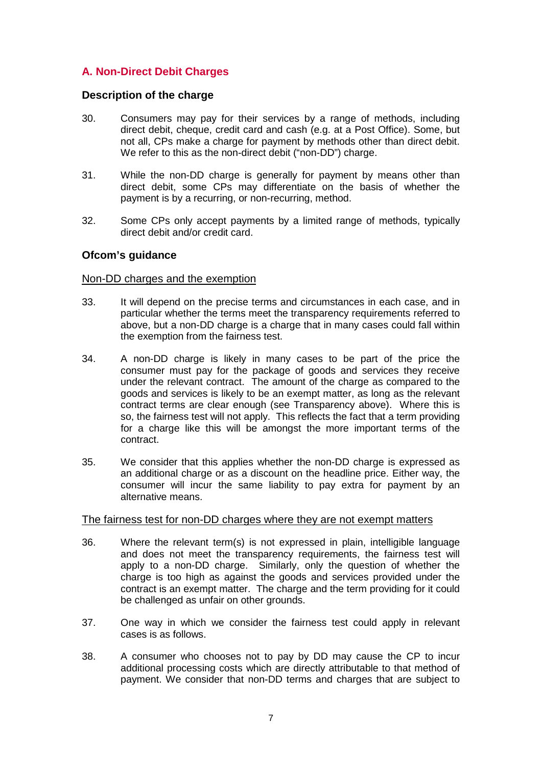## A. Non-Direct Debit Charges

### Description of the charge

30. Consumers may pay for their services by a range of methods, including direct debit, cheque, credit card and cash (e.g. at a Post Office). Some, but not all, CPs make a charge for payment by methods other than direct debit. We refer to this as the non-direct debit ("non-DD") charge.

31. While the non-DD charge is generally for payment by means other than direct debit, some CPs may differentiate on the basis of whether the payment is by a recurring, or non-recurring, method.

32. Some CPs only accept payments by a limited range of methods, typically direct debit and/or credit card.

### Ofcom's guidance

Non-DD charges and the exemption

33. It will depend on the precise terms and circumstances in each case, and in particular whether the terms meet the transparency requirements referred to above, but a non-DD charge is a charge that in many cases could fall within the exemption from the fairness test.

34. A non-DD charge is likely in many cases to be part of the price the consumer must pay for the package of goods and services they receive under the relevant contract. The amount of the charge as compared to the goods and services is likely to be an exempt matter, as long as the relevant contract terms are clear enough (see Transparency above). Where this is so, the fairness test will not apply. This reflects the fact that a term providing for a charge like this will be amongst the more important terms of the contract.

35. We consider that this applies whether the non-DD charge is expressed as an additional charge or as a discount on the headline price. Either way, the consumer will incur the same liability to pay extra for payment by an alternative means.

The fairness test for non-DD charges where they are not exempt matters

36. Where the relevant term(s) is not expressed in plain, intelligible language and does not meet the transparency requirements, the fairness test will apply to a non-DD charge. Similarly, only the question of whether the charge is too high as against the goods and services provided under the contract is an exempt matter. The charge and the term providing for it could be challenged as unfair on other grounds.

37. One way in which we consider the fairness test could apply in relevant cases is as follows.

38. A consumer who chooses not to pay by DD may cause the CP to incur additional processing costs which are directly attributable to that method of payment. We consider that non-DD terms and charges that are subject to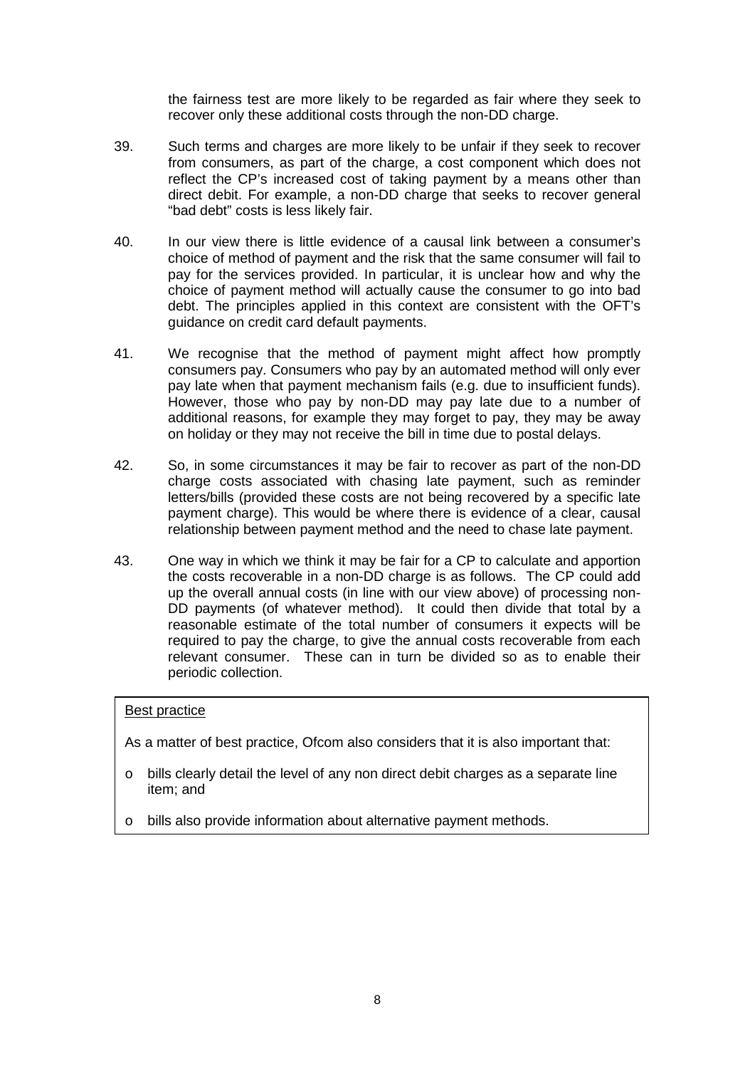the fairness test are more likely to be regarded as fair where they seek to recover only these additional costs through the non-DD charge.

39. Such terms and charges are more likely to be unfair if they seek to recover from consumers, as part of the charge, a cost component which does not reflect the CP's increased cost of taking payment by a means other than direct debit. For example, a non-DD charge that seeks to recover general "bad debt" costs is less likely fair.

40. In our view there is little evidence of a causal link between a consumer's choice of method of payment and the risk that the same consumer will fail to pay for the services provided. In particular, it is unclear how and why the choice of payment method will actually cause the consumer to go into bad debt. The principles applied in this context are consistent with the OFT's guidance on credit card default payments.

41. We recognise that the method of payment might affect how promptly consumers pay. Consumers who pay by an automated method will only ever pay late when that payment mechanism fails (e.g. due to insufficient funds). However, those who pay by non-DD may pay late due to a number of additional reasons, for example they may forget to pay, they may be away on holiday or they may not receive the bill in time due to postal delays.

42. So, in some circumstances it may be fair to recover as part of the non-DD charge costs associated with chasing late payment, such as reminder letters/bills (provided these costs are not being recovered by a specific late payment charge). This would be where there is evidence of a clear, causal relationship between payment method and the need to chase late payment.

43. One way in which we think it may be fair for a CP to calculate and apportion the costs recoverable in a non-DD charge is as follows. The CP could add up the overall annual costs (in line with our view above) of processing non-DD payments (of whatever method). It could then divide that total by a reasonable estimate of the total number of consumers it expects will be required to pay the charge, to give the annual costs recoverable from each relevant consumer. These can in turn be divided so as to enable their periodic collection.

<u>Best practice</u>

As a matter of best practice, Ofcom also considers that it is also important that:

- bills clearly detail the level of any non direct debit charges as a separate line item; and
- bills also provide information about alternative payment methods.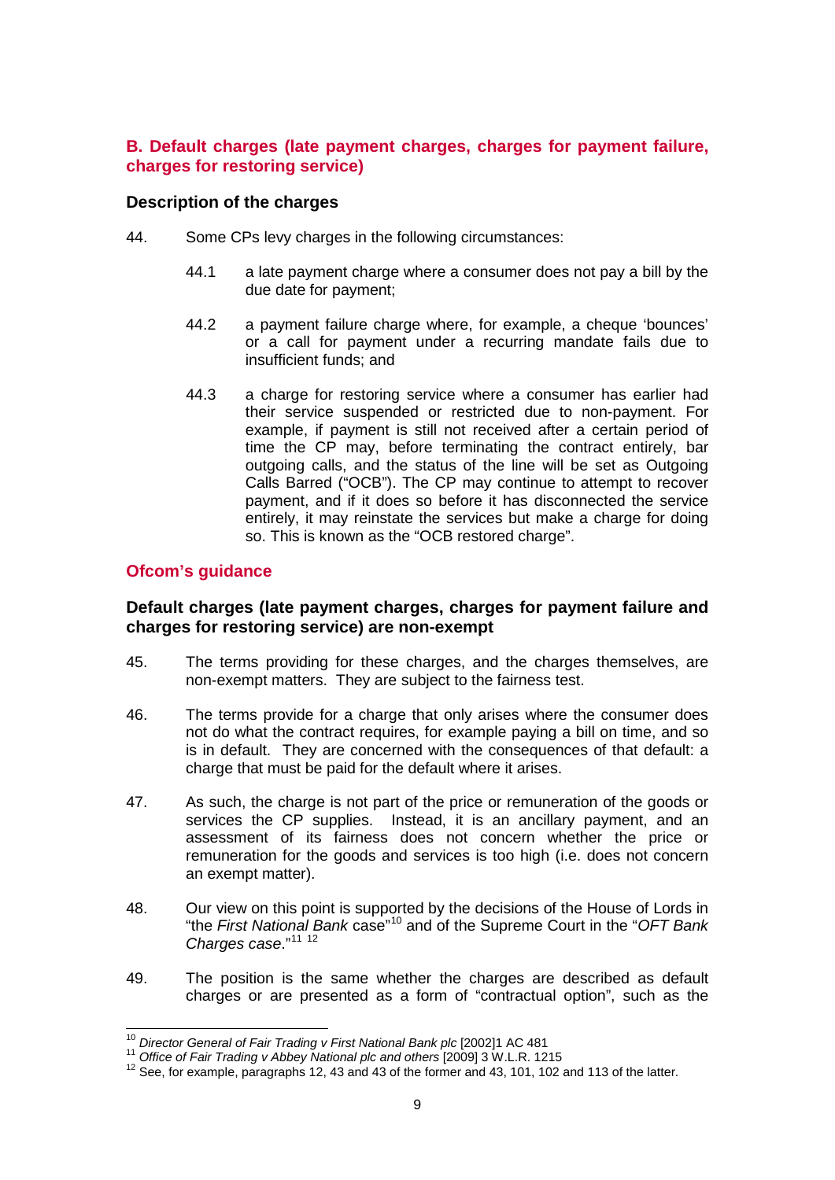## B. Default charges (late payment charges, charges for payment failure, charges for restoring service)

### Description of the charges

44. Some CPs levy charges in the following circumstances:

    44.1 a late payment charge where a consumer does not pay a bill by the due date for payment;

    44.2 a payment failure charge where, for example, a cheque 'bounces' or a call for payment under a recurring mandate fails due to insufficient funds; and

    44.3 a charge for restoring service where a consumer has earlier had their service suspended or restricted due to non-payment. For example, if payment is still not received after a certain period of time the CP may, before terminating the contract entirely, bar outgoing calls, and the status of the line will be set as Outgoing Calls Barred ("OCB"). The CP may continue to attempt to recover payment, and if it does so before it has disconnected the service entirely, it may reinstate the services but make a charge for doing so. This is known as the "OCB restored charge".

## Ofcom's guidance

### Default charges (late payment charges, charges for payment failure and charges for restoring service) are non-exempt

45. The terms providing for these charges, and the charges themselves, are non-exempt matters. They are subject to the fairness test.

46. The terms provide for a charge that only arises where the consumer does not do what the contract requires, for example paying a bill on time, and so is in default. They are concerned with the consequences of that default: a charge that must be paid for the default where it arises.

47. As such, the charge is not part of the price or remuneration of the goods or services the CP supplies. Instead, it is an ancillary payment, and an assessment of its fairness does not concern whether the price or remuneration for the goods and services is too high (i.e. does not concern an exempt matter).

48. Our view on this point is supported by the decisions of the House of Lords in "the *First National Bank* case"[10] and of the Supreme Court in the "*OFT Bank Charges case*."[11] [12]

49. The position is the same whether the charges are described as default charges or are presented as a form of "contractual option", such as the

---

[10] *Director General of Fair Trading v First National Bank plc* [2002]1 AC 481

[11] *Office of Fair Trading v Abbey National plc and others* [2009] 3 W.L.R. 1215

[12] See, for example, paragraphs 12, 43 and 43 of the former and 43, 101, 102 and 113 of the latter.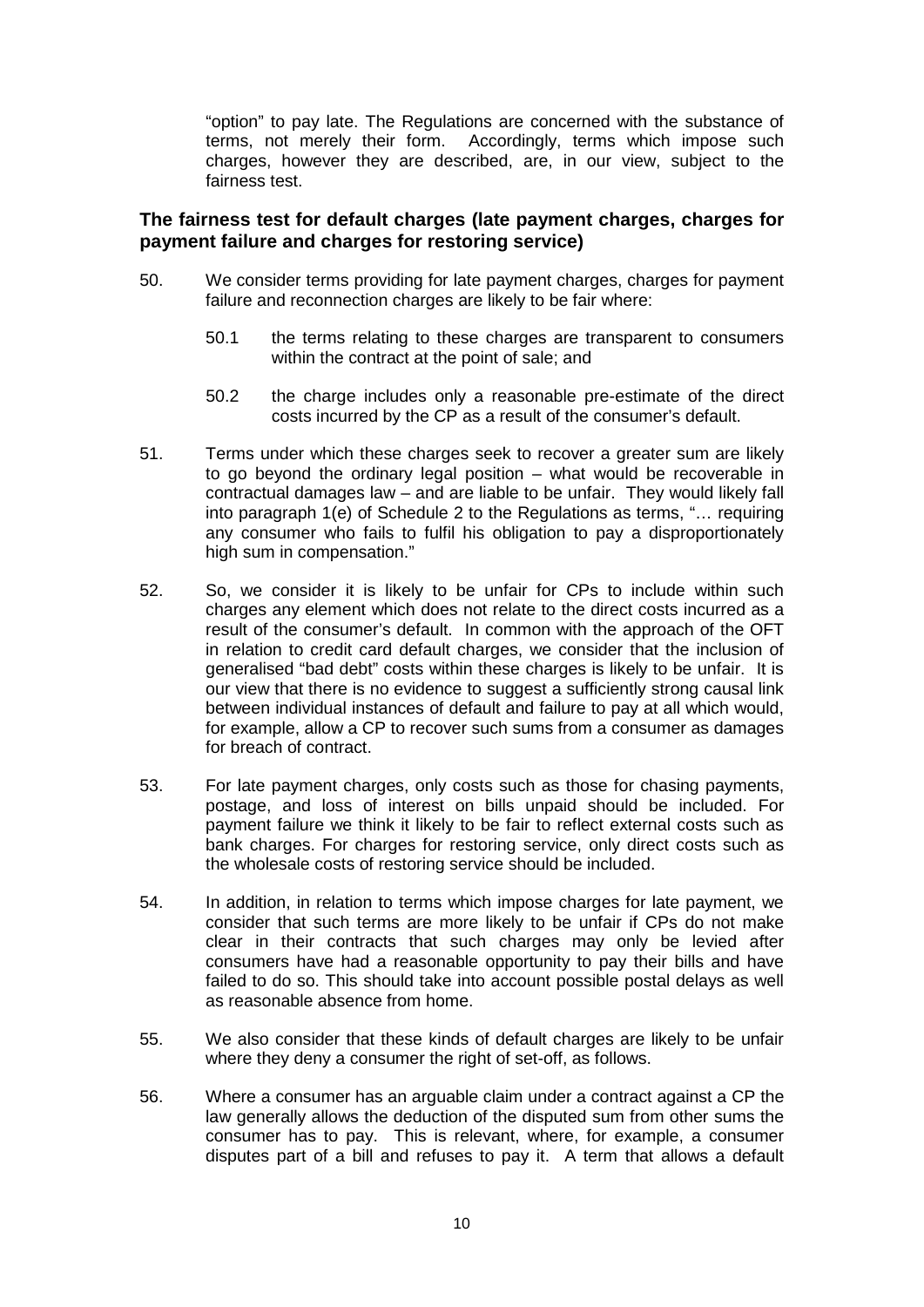"option" to pay late. The Regulations are concerned with the substance of terms, not merely their form. Accordingly, terms which impose such charges, however they are described, are, in our view, subject to the fairness test.

### The fairness test for default charges (late payment charges, charges for payment failure and charges for restoring service)

50. We consider terms providing for late payment charges, charges for payment failure and reconnection charges are likely to be fair where:

    50.1 the terms relating to these charges are transparent to consumers within the contract at the point of sale; and

    50.2 the charge includes only a reasonable pre-estimate of the direct costs incurred by the CP as a result of the consumer's default.

51. Terms under which these charges seek to recover a greater sum are likely to go beyond the ordinary legal position – what would be recoverable in contractual damages law – and are liable to be unfair. They would likely fall into paragraph 1(e) of Schedule 2 to the Regulations as terms, "… requiring any consumer who fails to fulfil his obligation to pay a disproportionately high sum in compensation."

52. So, we consider it is likely to be unfair for CPs to include within such charges any element which does not relate to the direct costs incurred as a result of the consumer's default. In common with the approach of the OFT in relation to credit card default charges, we consider that the inclusion of generalised "bad debt" costs within these charges is likely to be unfair. It is our view that there is no evidence to suggest a sufficiently strong causal link between individual instances of default and failure to pay at all which would, for example, allow a CP to recover such sums from a consumer as damages for breach of contract.

53. For late payment charges, only costs such as those for chasing payments, postage, and loss of interest on bills unpaid should be included. For payment failure we think it likely to be fair to reflect external costs such as bank charges. For charges for restoring service, only direct costs such as the wholesale costs of restoring service should be included.

54. In addition, in relation to terms which impose charges for late payment, we consider that such terms are more likely to be unfair if CPs do not make clear in their contracts that such charges may only be levied after consumers have had a reasonable opportunity to pay their bills and have failed to do so. This should take into account possible postal delays as well as reasonable absence from home.

55. We also consider that these kinds of default charges are likely to be unfair where they deny a consumer the right of set-off, as follows.

56. Where a consumer has an arguable claim under a contract against a CP the law generally allows the deduction of the disputed sum from other sums the consumer has to pay. This is relevant, where, for example, a consumer disputes part of a bill and refuses to pay it. A term that allows a default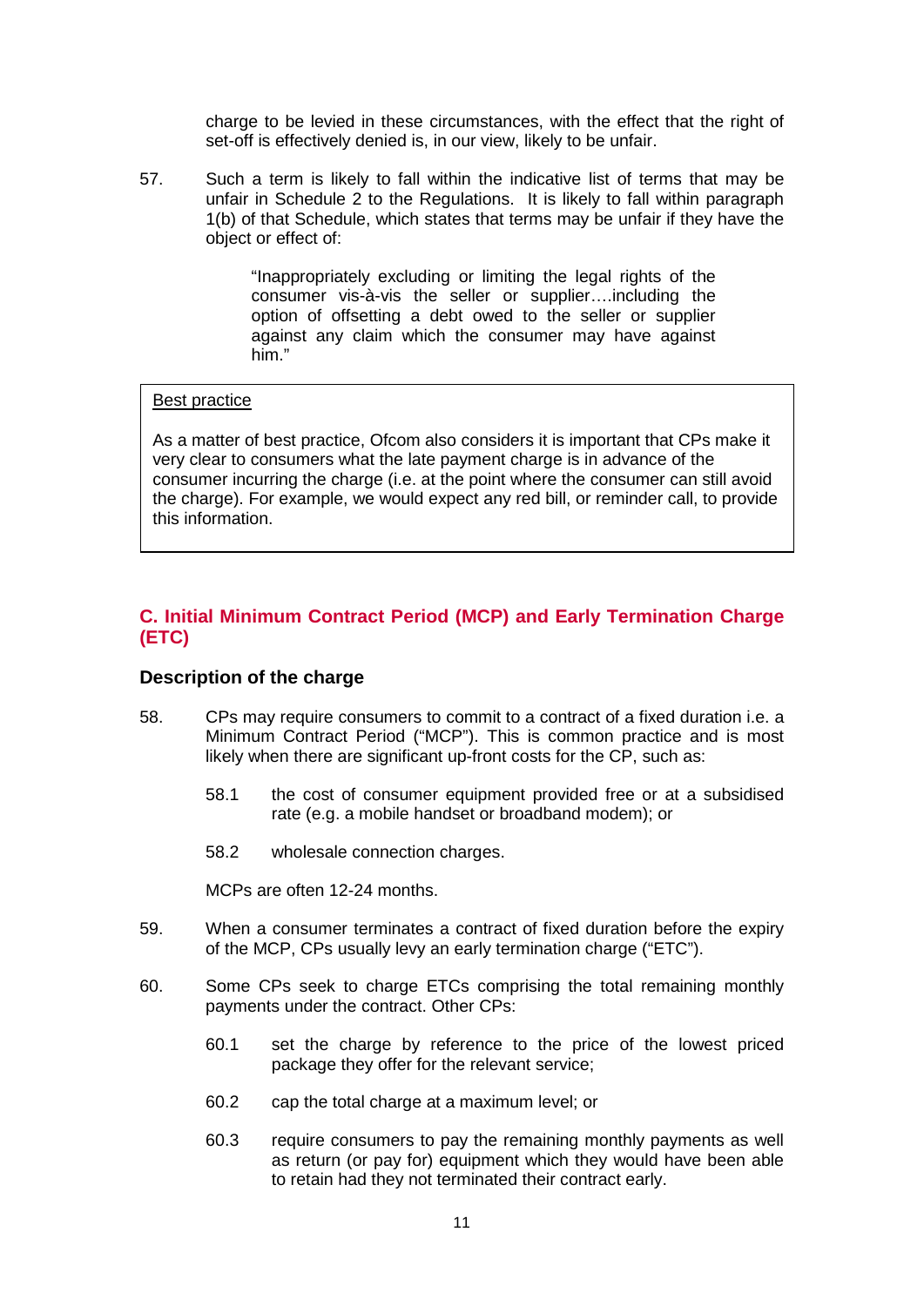charge to be levied in these circumstances, with the effect that the right of set-off is effectively denied is, in our view, likely to be unfair.

57. Such a term is likely to fall within the indicative list of terms that may be unfair in Schedule 2 to the Regulations. It is likely to fall within paragraph 1(b) of that Schedule, which states that terms may be unfair if they have the object or effect of:

> "Inappropriately excluding or limiting the legal rights of the consumer vis-à-vis the seller or supplier….including the option of offsetting a debt owed to the seller or supplier against any claim which the consumer may have against him."

> Best practice
>
> As a matter of best practice, Ofcom also considers it is important that CPs make it very clear to consumers what the late payment charge is in advance of the consumer incurring the charge (i.e. at the point where the consumer can still avoid the charge). For example, we would expect any red bill, or reminder call, to provide this information.

## C. Initial Minimum Contract Period (MCP) and Early Termination Charge (ETC)

### Description of the charge

58. CPs may require consumers to commit to a contract of a fixed duration i.e. a Minimum Contract Period ("MCP"). This is common practice and is most likely when there are significant up-front costs for the CP, such as:

    58.1 the cost of consumer equipment provided free or at a subsidised rate (e.g. a mobile handset or broadband modem); or

    58.2 wholesale connection charges.

    MCPs are often 12-24 months.

59. When a consumer terminates a contract of fixed duration before the expiry of the MCP, CPs usually levy an early termination charge ("ETC").

60. Some CPs seek to charge ETCs comprising the total remaining monthly payments under the contract. Other CPs:

    60.1 set the charge by reference to the price of the lowest priced package they offer for the relevant service;

    60.2 cap the total charge at a maximum level; or

    60.3 require consumers to pay the remaining monthly payments as well as return (or pay for) equipment which they would have been able to retain had they not terminated their contract early.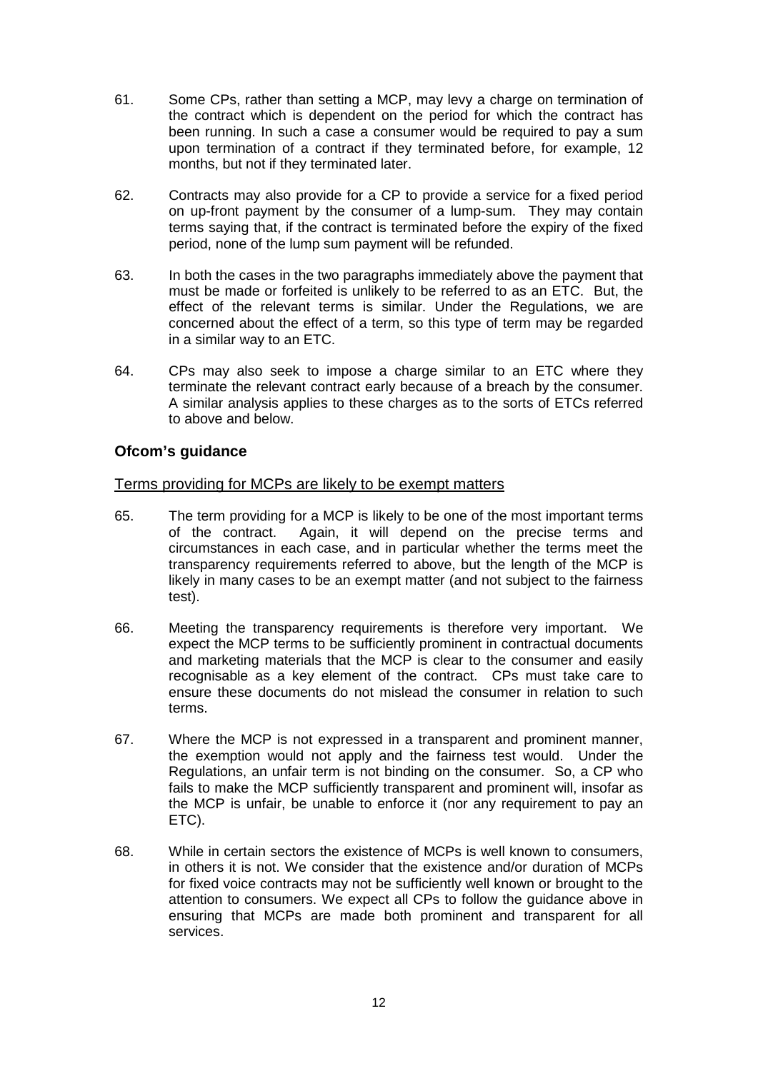61. Some CPs, rather than setting a MCP, may levy a charge on termination of the contract which is dependent on the period for which the contract has been running. In such a case a consumer would be required to pay a sum upon termination of a contract if they terminated before, for example, 12 months, but not if they terminated later.

62. Contracts may also provide for a CP to provide a service for a fixed period on up-front payment by the consumer of a lump-sum. They may contain terms saying that, if the contract is terminated before the expiry of the fixed period, none of the lump sum payment will be refunded.

63. In both the cases in the two paragraphs immediately above the payment that must be made or forfeited is unlikely to be referred to as an ETC. But, the effect of the relevant terms is similar. Under the Regulations, we are concerned about the effect of a term, so this type of term may be regarded in a similar way to an ETC.

64. CPs may also seek to impose a charge similar to an ETC where they terminate the relevant contract early because of a breach by the consumer. A similar analysis applies to these charges as to the sorts of ETCs referred to above and below.

## Ofcom's guidance

### Terms providing for MCPs are likely to be exempt matters

65. The term providing for a MCP is likely to be one of the most important terms of the contract. Again, it will depend on the precise terms and circumstances in each case, and in particular whether the terms meet the transparency requirements referred to above, but the length of the MCP is likely in many cases to be an exempt matter (and not subject to the fairness test).

66. Meeting the transparency requirements is therefore very important. We expect the MCP terms to be sufficiently prominent in contractual documents and marketing materials that the MCP is clear to the consumer and easily recognisable as a key element of the contract. CPs must take care to ensure these documents do not mislead the consumer in relation to such terms.

67. Where the MCP is not expressed in a transparent and prominent manner, the exemption would not apply and the fairness test would. Under the Regulations, an unfair term is not binding on the consumer. So, a CP who fails to make the MCP sufficiently transparent and prominent will, insofar as the MCP is unfair, be unable to enforce it (nor any requirement to pay an ETC).

68. While in certain sectors the existence of MCPs is well known to consumers, in others it is not. We consider that the existence and/or duration of MCPs for fixed voice contracts may not be sufficiently well known or brought to the attention to consumers. We expect all CPs to follow the guidance above in ensuring that MCPs are made both prominent and transparent for all services.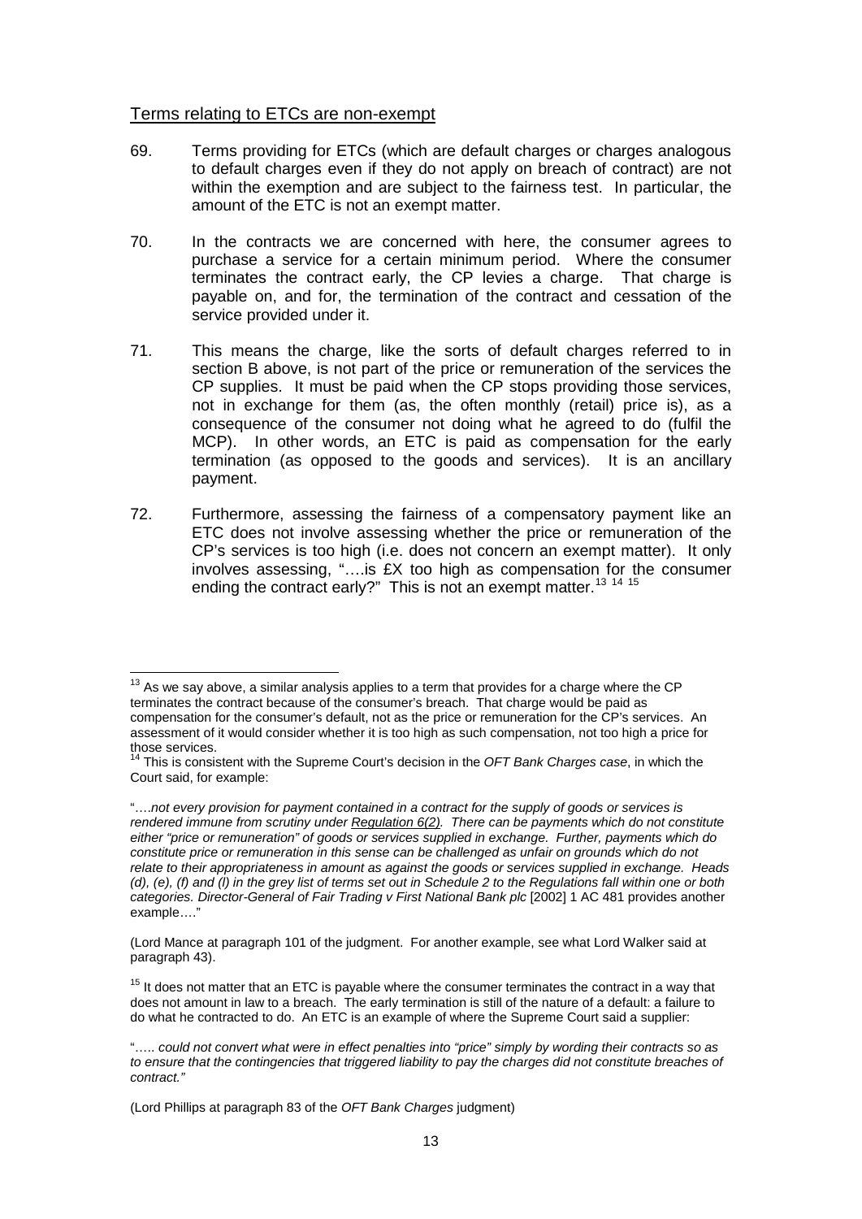## Terms relating to ETCs are non-exempt

69. Terms providing for ETCs (which are default charges or charges analogous to default charges even if they do not apply on breach of contract) are not within the exemption and are subject to the fairness test. In particular, the amount of the ETC is not an exempt matter.

70. In the contracts we are concerned with here, the consumer agrees to purchase a service for a certain minimum period. Where the consumer terminates the contract early, the CP levies a charge. That charge is payable on, and for, the termination of the contract and cessation of the service provided under it.

71. This means the charge, like the sorts of default charges referred to in section B above, is not part of the price or remuneration of the services the CP supplies. It must be paid when the CP stops providing those services, not in exchange for them (as, the often monthly (retail) price is), as a consequence of the consumer not doing what he agreed to do (fulfil the MCP). In other words, an ETC is paid as compensation for the early termination (as opposed to the goods and services). It is an ancillary payment.

72. Furthermore, assessing the fairness of a compensatory payment like an ETC does not involve assessing whether the price or remuneration of the CP's services is too high (i.e. does not concern an exempt matter). It only involves assessing, "….is £X too high as compensation for the consumer ending the contract early?" This is not an exempt matter.[13] [14] [15]

---

[13] As we say above, a similar analysis applies to a term that provides for a charge where the CP terminates the contract because of the consumer's breach. That charge would be paid as compensation for the consumer's default, not as the price or remuneration for the CP's services. An assessment of it would consider whether it is too high as such compensation, not too high a price for those services.

[14] This is consistent with the Supreme Court's decision in the *OFT Bank Charges case*, in which the Court said, for example:

"….*not every provision for payment contained in a contract for the supply of goods or services is rendered immune from scrutiny under Regulation 6(2). There can be payments which do not constitute either "price or remuneration" of goods or services supplied in exchange. Further, payments which do constitute price or remuneration in this sense can be challenged as unfair on grounds which do not relate to their appropriateness in amount as against the goods or services supplied in exchange. Heads (d), (e), (f) and (l) in the grey list of terms set out in Schedule 2 to the Regulations fall within one or both categories. Director-General of Fair Trading v First National Bank plc* [2002] 1 AC 481 provides another example…."

(Lord Mance at paragraph 101 of the judgment. For another example, see what Lord Walker said at paragraph 43).

[15] It does not matter that an ETC is payable where the consumer terminates the contract in a way that does not amount in law to a breach. The early termination is still of the nature of a default: a failure to do what he contracted to do. An ETC is an example of where the Supreme Court said a supplier:

"….. *could not convert what were in effect penalties into "price" simply by wording their contracts so as to ensure that the contingencies that triggered liability to pay the charges did not constitute breaches of contract."*

(Lord Phillips at paragraph 83 of the *OFT Bank Charges* judgment)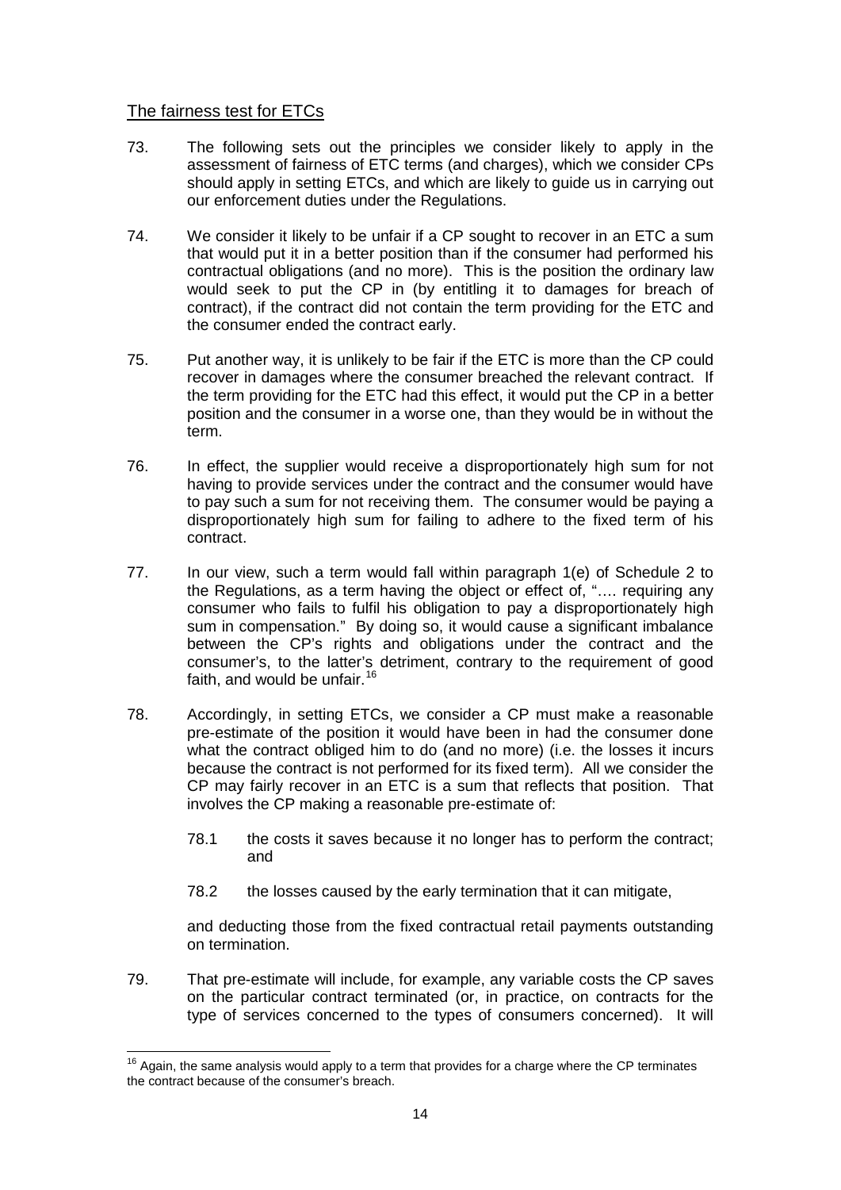## The fairness test for ETCs

73. The following sets out the principles we consider likely to apply in the assessment of fairness of ETC terms (and charges), which we consider CPs should apply in setting ETCs, and which are likely to guide us in carrying out our enforcement duties under the Regulations.

74. We consider it likely to be unfair if a CP sought to recover in an ETC a sum that would put it in a better position than if the consumer had performed his contractual obligations (and no more). This is the position the ordinary law would seek to put the CP in (by entitling it to damages for breach of contract), if the contract did not contain the term providing for the ETC and the consumer ended the contract early.

75. Put another way, it is unlikely to be fair if the ETC is more than the CP could recover in damages where the consumer breached the relevant contract. If the term providing for the ETC had this effect, it would put the CP in a better position and the consumer in a worse one, than they would be in without the term.

76. In effect, the supplier would receive a disproportionately high sum for not having to provide services under the contract and the consumer would have to pay such a sum for not receiving them. The consumer would be paying a disproportionately high sum for failing to adhere to the fixed term of his contract.

77. In our view, such a term would fall within paragraph 1(e) of Schedule 2 to the Regulations, as a term having the object or effect of, "…. requiring any consumer who fails to fulfil his obligation to pay a disproportionately high sum in compensation." By doing so, it would cause a significant imbalance between the CP's rights and obligations under the contract and the consumer's, to the latter's detriment, contrary to the requirement of good faith, and would be unfair.[16]

78. Accordingly, in setting ETCs, we consider a CP must make a reasonable pre-estimate of the position it would have been in had the consumer done what the contract obliged him to do (and no more) (i.e. the losses it incurs because the contract is not performed for its fixed term). All we consider the CP may fairly recover in an ETC is a sum that reflects that position. That involves the CP making a reasonable pre-estimate of:

    78.1 the costs it saves because it no longer has to perform the contract; and

    78.2 the losses caused by the early termination that it can mitigate,

    and deducting those from the fixed contractual retail payments outstanding on termination.

79. That pre-estimate will include, for example, any variable costs the CP saves on the particular contract terminated (or, in practice, on contracts for the type of services concerned to the types of consumers concerned). It will

[16] Again, the same analysis would apply to a term that provides for a charge where the CP terminates the contract because of the consumer's breach.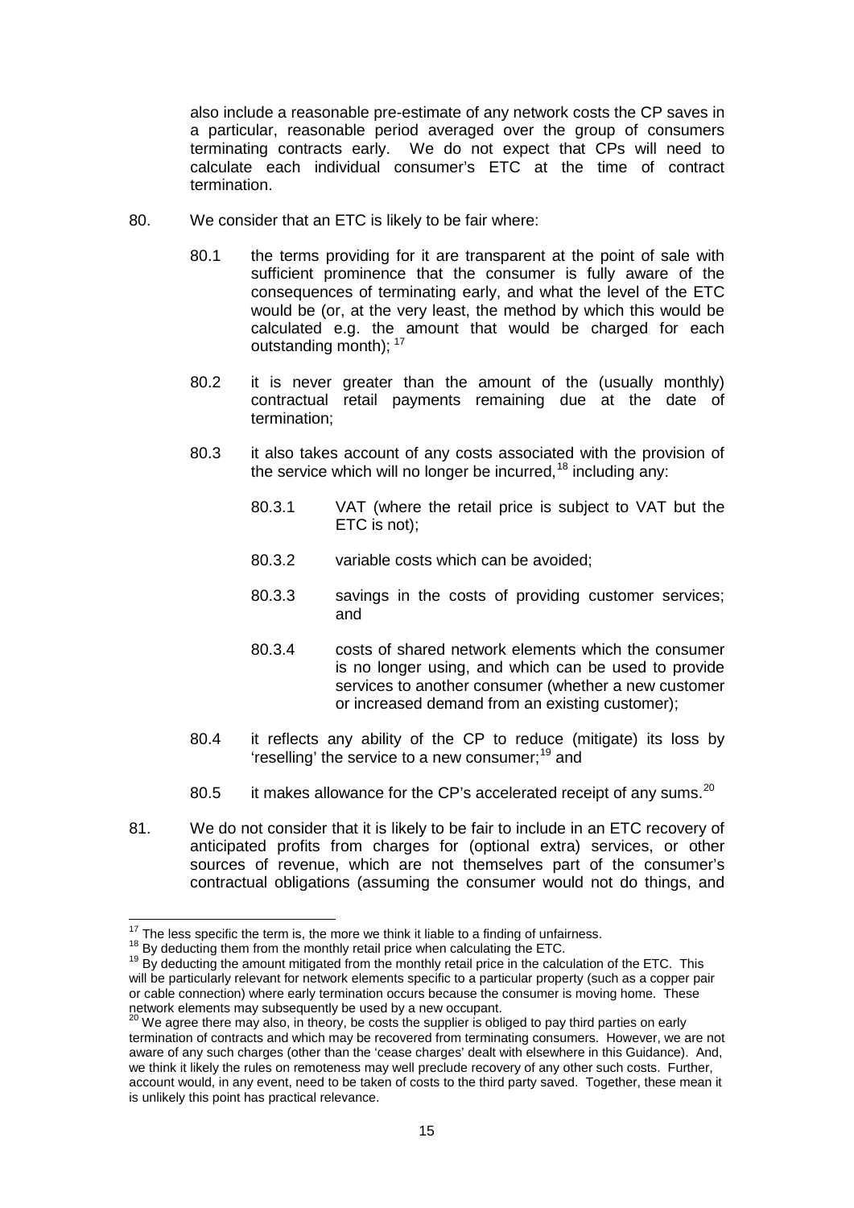also include a reasonable pre-estimate of any network costs the CP saves in a particular, reasonable period averaged over the group of consumers terminating contracts early. We do not expect that CPs will need to calculate each individual consumer's ETC at the time of contract termination.

80. We consider that an ETC is likely to be fair where:

 80.1 the terms providing for it are transparent at the point of sale with sufficient prominence that the consumer is fully aware of the consequences of terminating early, and what the level of the ETC would be (or, at the very least, the method by which this would be calculated e.g. the amount that would be charged for each outstanding month); [17]

 80.2 it is never greater than the amount of the (usually monthly) contractual retail payments remaining due at the date of termination;

 80.3 it also takes account of any costs associated with the provision of the service which will no longer be incurred,[18] including any:

  80.3.1 VAT (where the retail price is subject to VAT but the ETC is not);

  80.3.2 variable costs which can be avoided;

  80.3.3 savings in the costs of providing customer services; and

  80.3.4 costs of shared network elements which the consumer is no longer using, and which can be used to provide services to another consumer (whether a new customer or increased demand from an existing customer);

 80.4 it reflects any ability of the CP to reduce (mitigate) its loss by 'reselling' the service to a new consumer;[19] and

 80.5 it makes allowance for the CP's accelerated receipt of any sums.[20]

81. We do not consider that it is likely to be fair to include in an ETC recovery of anticipated profits from charges for (optional extra) services, or other sources of revenue, which are not themselves part of the consumer's contractual obligations (assuming the consumer would not do things, and

---

[17] The less specific the term is, the more we think it liable to a finding of unfairness.

[18] By deducting them from the monthly retail price when calculating the ETC.

[19] By deducting the amount mitigated from the monthly retail price in the calculation of the ETC. This will be particularly relevant for network elements specific to a particular property (such as a copper pair or cable connection) where early termination occurs because the consumer is moving home. These network elements may subsequently be used by a new occupant.

[20] We agree there may also, in theory, be costs the supplier is obliged to pay third parties on early termination of contracts and which may be recovered from terminating consumers. However, we are not aware of any such charges (other than the 'cease charges' dealt with elsewhere in this Guidance). And, we think it likely the rules on remoteness may well preclude recovery of any other such costs. Further, account would, in any event, need to be taken of costs to the third party saved. Together, these mean it is unlikely this point has practical relevance.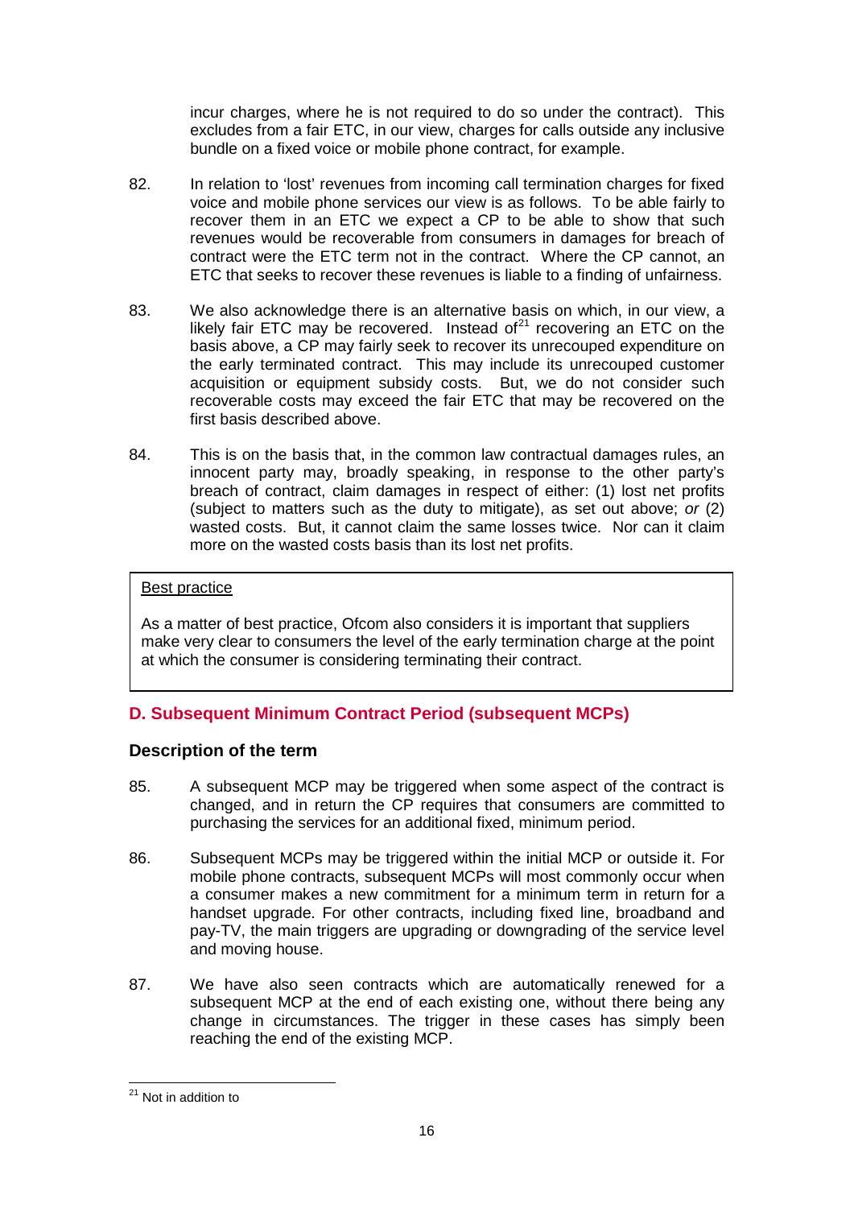incur charges, where he is not required to do so under the contract). This excludes from a fair ETC, in our view, charges for calls outside any inclusive bundle on a fixed voice or mobile phone contract, for example.

82. In relation to 'lost' revenues from incoming call termination charges for fixed voice and mobile phone services our view is as follows. To be able fairly to recover them in an ETC we expect a CP to be able to show that such revenues would be recoverable from consumers in damages for breach of contract were the ETC term not in the contract. Where the CP cannot, an ETC that seeks to recover these revenues is liable to a finding of unfairness.

83. We also acknowledge there is an alternative basis on which, in our view, a likely fair ETC may be recovered. Instead of[21] recovering an ETC on the basis above, a CP may fairly seek to recover its unrecouped expenditure on the early terminated contract. This may include its unrecouped customer acquisition or equipment subsidy costs. But, we do not consider such recoverable costs may exceed the fair ETC that may be recovered on the first basis described above.

84. This is on the basis that, in the common law contractual damages rules, an innocent party may, broadly speaking, in response to the other party's breach of contract, claim damages in respect of either: (1) lost net profits (subject to matters such as the duty to mitigate), as set out above; *or* (2) wasted costs. But, it cannot claim the same losses twice. Nor can it claim more on the wasted costs basis than its lost net profits.

> <u>Best practice</u>
>
> As a matter of best practice, Ofcom also considers it is important that suppliers make very clear to consumers the level of the early termination charge at the point at which the consumer is considering terminating their contract.

## D. Subsequent Minimum Contract Period (subsequent MCPs)

### Description of the term

85. A subsequent MCP may be triggered when some aspect of the contract is changed, and in return the CP requires that consumers are committed to purchasing the services for an additional fixed, minimum period.

86. Subsequent MCPs may be triggered within the initial MCP or outside it. For mobile phone contracts, subsequent MCPs will most commonly occur when a consumer makes a new commitment for a minimum term in return for a handset upgrade. For other contracts, including fixed line, broadband and pay-TV, the main triggers are upgrading or downgrading of the service level and moving house.

87. We have also seen contracts which are automatically renewed for a subsequent MCP at the end of each existing one, without there being any change in circumstances. The trigger in these cases has simply been reaching the end of the existing MCP.

[21] Not in addition to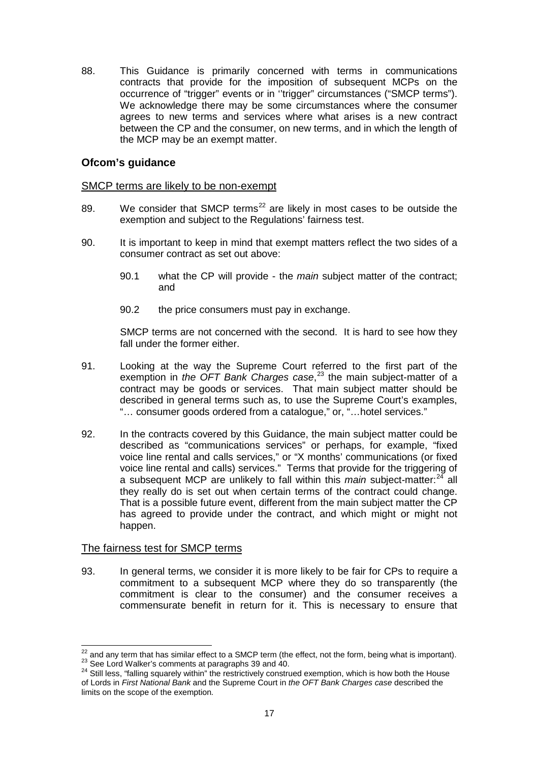88. This Guidance is primarily concerned with terms in communications contracts that provide for the imposition of subsequent MCPs on the occurrence of "trigger" events or in '"trigger" circumstances ("SMCP terms"). We acknowledge there may be some circumstances where the consumer agrees to new terms and services where what arises is a new contract between the CP and the consumer, on new terms, and in which the length of the MCP may be an exempt matter.

## Ofcom's guidance

SMCP terms are likely to be non-exempt

89. We consider that SMCP terms[22] are likely in most cases to be outside the exemption and subject to the Regulations' fairness test.

90. It is important to keep in mind that exempt matters reflect the two sides of a consumer contract as set out above:

    90.1 what the CP will provide - the *main* subject matter of the contract; and

    90.2 the price consumers must pay in exchange.

    SMCP terms are not concerned with the second. It is hard to see how they fall under the former either.

91. Looking at the way the Supreme Court referred to the first part of the exemption in *the OFT Bank Charges case*,[23] the main subject-matter of a contract may be goods or services. That main subject matter should be described in general terms such as, to use the Supreme Court's examples, "… consumer goods ordered from a catalogue," or, "…hotel services."

92. In the contracts covered by this Guidance, the main subject matter could be described as "communications services" or perhaps, for example, "fixed voice line rental and calls services," or "X months' communications (or fixed voice line rental and calls) services." Terms that provide for the triggering of a subsequent MCP are unlikely to fall within this *main* subject-matter:[24] all they really do is set out when certain terms of the contract could change. That is a possible future event, different from the main subject matter the CP has agreed to provide under the contract, and which might or might not happen.

The fairness test for SMCP terms

93. In general terms, we consider it is more likely to be fair for CPs to require a commitment to a subsequent MCP where they do so transparently (the commitment is clear to the consumer) and the consumer receives a commensurate benefit in return for it. This is necessary to ensure that

[22] and any term that has similar effect to a SMCP term (the effect, not the form, being what is important).

[23] See Lord Walker's comments at paragraphs 39 and 40.

[24] Still less, "falling squarely within" the restrictively construed exemption, which is how both the House of Lords in *First National Bank* and the Supreme Court in *the OFT Bank Charges case* described the limits on the scope of the exemption.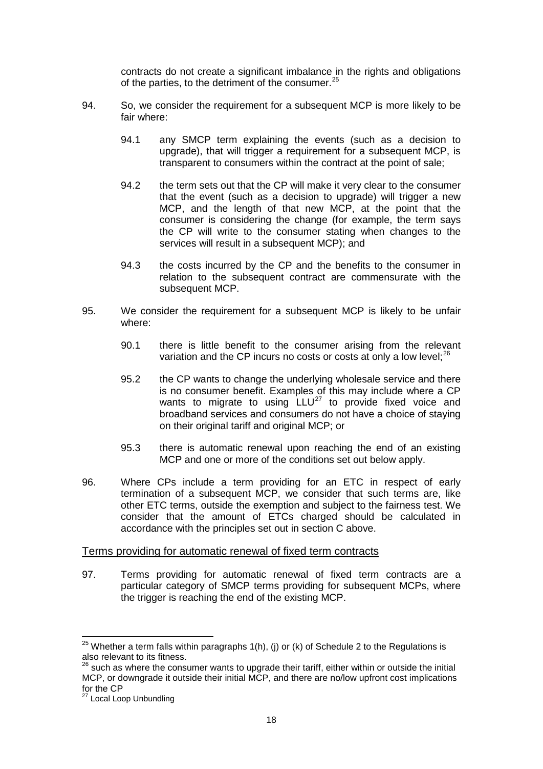contracts do not create a significant imbalance in the rights and obligations of the parties, to the detriment of the consumer.[25]

94. So, we consider the requirement for a subsequent MCP is more likely to be fair where:

    94.1 any SMCP term explaining the events (such as a decision to upgrade), that will trigger a requirement for a subsequent MCP, is transparent to consumers within the contract at the point of sale;

    94.2 the term sets out that the CP will make it very clear to the consumer that the event (such as a decision to upgrade) will trigger a new MCP, and the length of that new MCP, at the point that the consumer is considering the change (for example, the term says the CP will write to the consumer stating when changes to the services will result in a subsequent MCP); and

    94.3 the costs incurred by the CP and the benefits to the consumer in relation to the subsequent contract are commensurate with the subsequent MCP.

95. We consider the requirement for a subsequent MCP is likely to be unfair where:

    90.1 there is little benefit to the consumer arising from the relevant variation and the CP incurs no costs or costs at only a low level;[26]

    95.2 the CP wants to change the underlying wholesale service and there is no consumer benefit. Examples of this may include where a CP wants to migrate to using LLU[27] to provide fixed voice and broadband services and consumers do not have a choice of staying on their original tariff and original MCP; or

    95.3 there is automatic renewal upon reaching the end of an existing MCP and one or more of the conditions set out below apply.

96. Where CPs include a term providing for an ETC in respect of early termination of a subsequent MCP, we consider that such terms are, like other ETC terms, outside the exemption and subject to the fairness test. We consider that the amount of ETCs charged should be calculated in accordance with the principles set out in section C above.

## Terms providing for automatic renewal of fixed term contracts

97. Terms providing for automatic renewal of fixed term contracts are a particular category of SMCP terms providing for subsequent MCPs, where the trigger is reaching the end of the existing MCP.

---

[25] Whether a term falls within paragraphs 1(h), (j) or (k) of Schedule 2 to the Regulations is also relevant to its fitness.

[26] such as where the consumer wants to upgrade their tariff, either within or outside the initial MCP, or downgrade it outside their initial MCP, and there are no/low upfront cost implications for the CP

[27] Local Loop Unbundling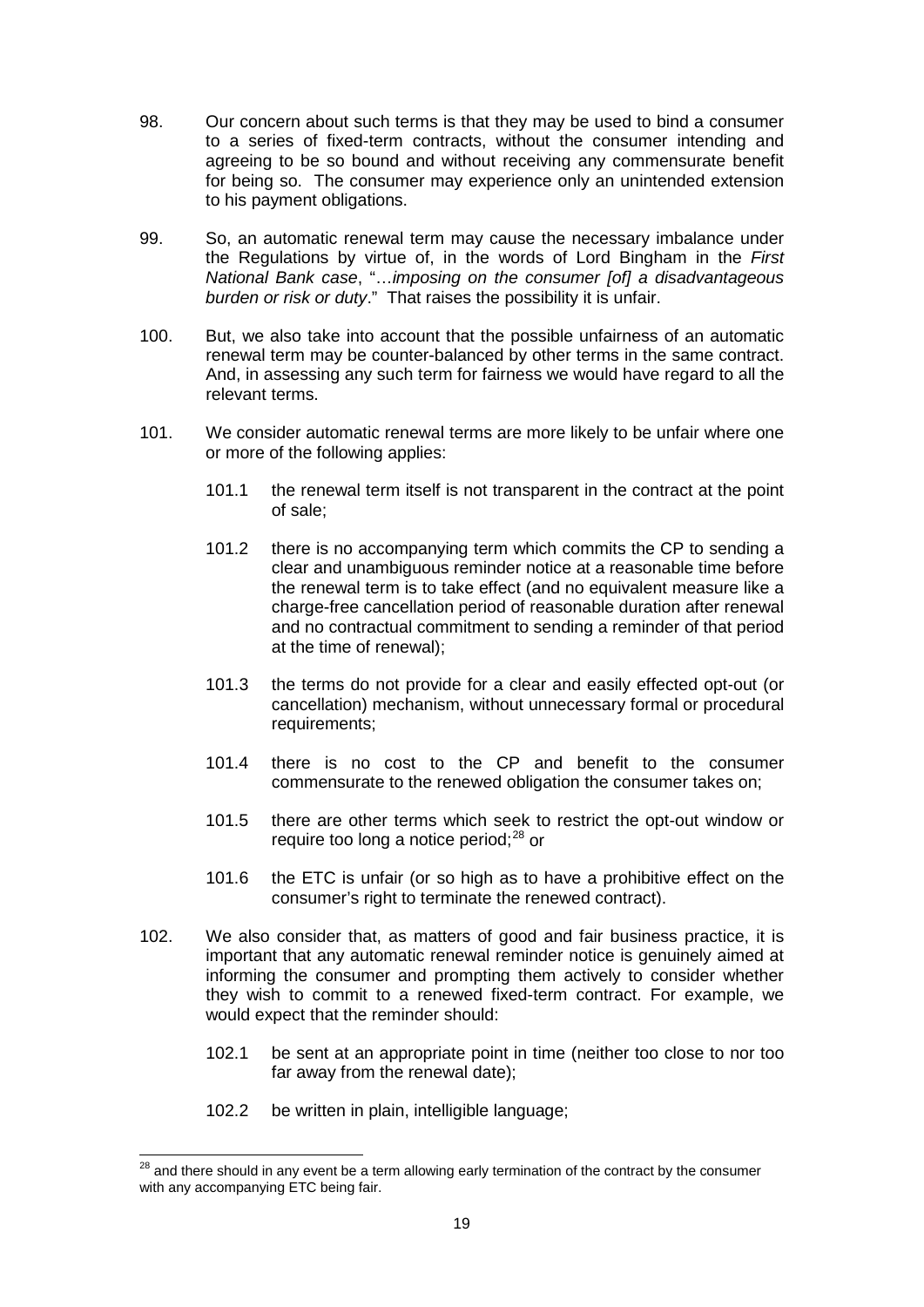98. Our concern about such terms is that they may be used to bind a consumer to a series of fixed-term contracts, without the consumer intending and agreeing to be so bound and without receiving any commensurate benefit for being so. The consumer may experience only an unintended extension to his payment obligations.

99. So, an automatic renewal term may cause the necessary imbalance under the Regulations by virtue of, in the words of Lord Bingham in the *First National Bank case*, "*…imposing on the consumer [of] a disadvantageous burden or risk or duty*." That raises the possibility it is unfair.

100. But, we also take into account that the possible unfairness of an automatic renewal term may be counter-balanced by other terms in the same contract. And, in assessing any such term for fairness we would have regard to all the relevant terms.

101. We consider automatic renewal terms are more likely to be unfair where one or more of the following applies:

    101.1 the renewal term itself is not transparent in the contract at the point of sale;

    101.2 there is no accompanying term which commits the CP to sending a clear and unambiguous reminder notice at a reasonable time before the renewal term is to take effect (and no equivalent measure like a charge-free cancellation period of reasonable duration after renewal and no contractual commitment to sending a reminder of that period at the time of renewal);

    101.3 the terms do not provide for a clear and easily effected opt-out (or cancellation) mechanism, without unnecessary formal or procedural requirements;

    101.4 there is no cost to the CP and benefit to the consumer commensurate to the renewed obligation the consumer takes on;

    101.5 there are other terms which seek to restrict the opt-out window or require too long a notice period;[28] or

    101.6 the ETC is unfair (or so high as to have a prohibitive effect on the consumer's right to terminate the renewed contract).

102. We also consider that, as matters of good and fair business practice, it is important that any automatic renewal reminder notice is genuinely aimed at informing the consumer and prompting them actively to consider whether they wish to commit to a renewed fixed-term contract. For example, we would expect that the reminder should:

    102.1 be sent at an appropriate point in time (neither too close to nor too far away from the renewal date);

    102.2 be written in plain, intelligible language;

---

[28] and there should in any event be a term allowing early termination of the contract by the consumer with any accompanying ETC being fair.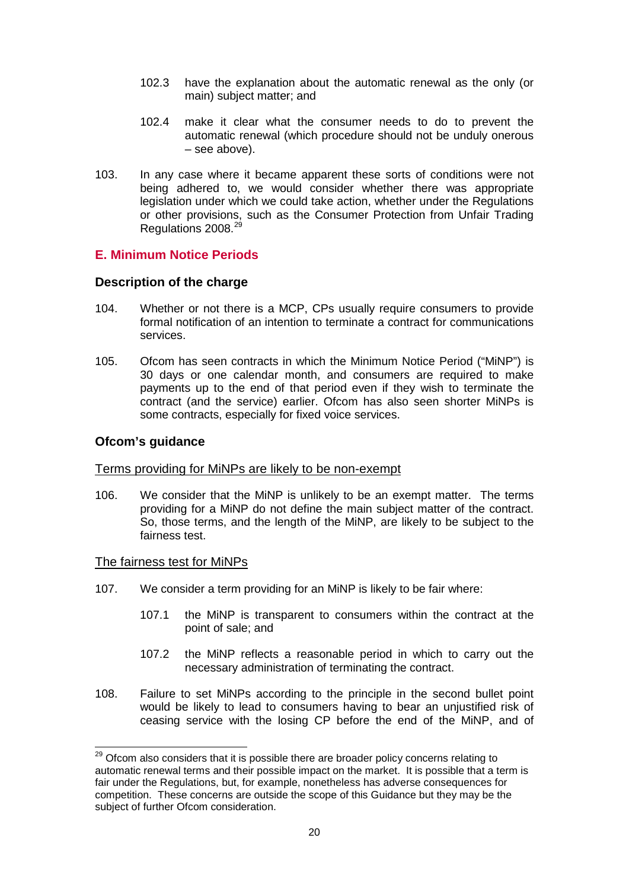102.3 have the explanation about the automatic renewal as the only (or main) subject matter; and

102.4 make it clear what the consumer needs to do to prevent the automatic renewal (which procedure should not be unduly onerous – see above).

103. In any case where it became apparent these sorts of conditions were not being adhered to, we would consider whether there was appropriate legislation under which we could take action, whether under the Regulations or other provisions, such as the Consumer Protection from Unfair Trading Regulations 2008.[29]

## E. Minimum Notice Periods

### Description of the charge

104. Whether or not there is a MCP, CPs usually require consumers to provide formal notification of an intention to terminate a contract for communications services.

105. Ofcom has seen contracts in which the Minimum Notice Period ("MiNP") is 30 days or one calendar month, and consumers are required to make payments up to the end of that period even if they wish to terminate the contract (and the service) earlier. Ofcom has also seen shorter MiNPs is some contracts, especially for fixed voice services.

### Ofcom's guidance

<u>Terms providing for MiNPs are likely to be non-exempt</u>

106. We consider that the MiNP is unlikely to be an exempt matter. The terms providing for a MiNP do not define the main subject matter of the contract. So, those terms, and the length of the MiNP, are likely to be subject to the fairness test.

<u>The fairness test for MiNPs</u>

107. We consider a term providing for an MiNP is likely to be fair where:

107.1 the MiNP is transparent to consumers within the contract at the point of sale; and

107.2 the MiNP reflects a reasonable period in which to carry out the necessary administration of terminating the contract.

108. Failure to set MiNPs according to the principle in the second bullet point would be likely to lead to consumers having to bear an unjustified risk of ceasing service with the losing CP before the end of the MiNP, and of

[29] Ofcom also considers that it is possible there are broader policy concerns relating to automatic renewal terms and their possible impact on the market. It is possible that a term is fair under the Regulations, but, for example, nonetheless has adverse consequences for competition. These concerns are outside the scope of this Guidance but they may be the subject of further Ofcom consideration.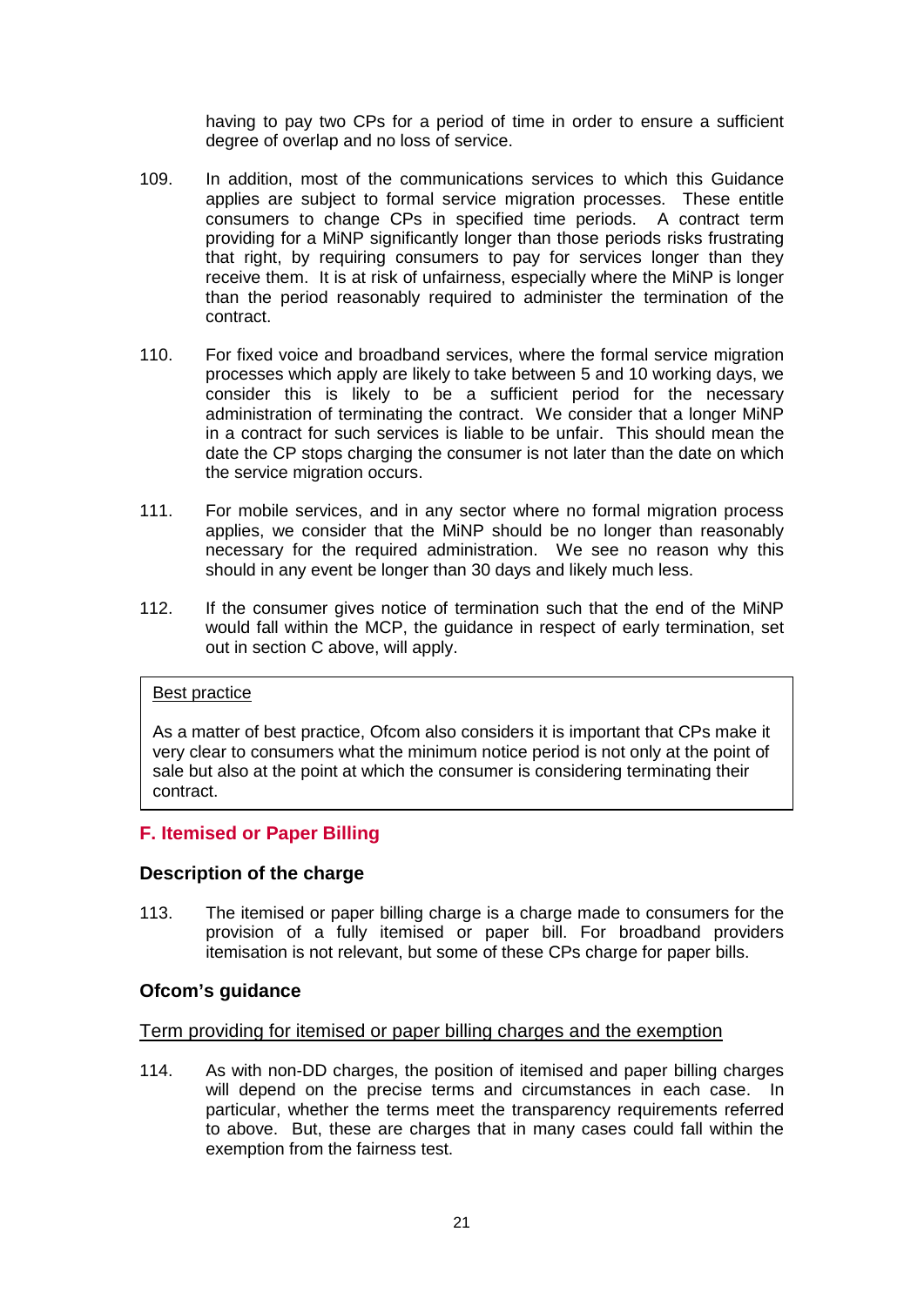having to pay two CPs for a period of time in order to ensure a sufficient degree of overlap and no loss of service.

109. In addition, most of the communications services to which this Guidance applies are subject to formal service migration processes. These entitle consumers to change CPs in specified time periods. A contract term providing for a MiNP significantly longer than those periods risks frustrating that right, by requiring consumers to pay for services longer than they receive them. It is at risk of unfairness, especially where the MiNP is longer than the period reasonably required to administer the termination of the contract.

110. For fixed voice and broadband services, where the formal service migration processes which apply are likely to take between 5 and 10 working days, we consider this is likely to be a sufficient period for the necessary administration of terminating the contract. We consider that a longer MiNP in a contract for such services is liable to be unfair. This should mean the date the CP stops charging the consumer is not later than the date on which the service migration occurs.

111. For mobile services, and in any sector where no formal migration process applies, we consider that the MiNP should be no longer than reasonably necessary for the required administration. We see no reason why this should in any event be longer than 30 days and likely much less.

112. If the consumer gives notice of termination such that the end of the MiNP would fall within the MCP, the guidance in respect of early termination, set out in section C above, will apply.

> Best practice
>
> As a matter of best practice, Ofcom also considers it is important that CPs make it very clear to consumers what the minimum notice period is not only at the point of sale but also at the point at which the consumer is considering terminating their contract.

## F. Itemised or Paper Billing

### Description of the charge

113. The itemised or paper billing charge is a charge made to consumers for the provision of a fully itemised or paper bill. For broadband providers itemisation is not relevant, but some of these CPs charge for paper bills.

### Ofcom's guidance

Term providing for itemised or paper billing charges and the exemption

114. As with non-DD charges, the position of itemised and paper billing charges will depend on the precise terms and circumstances in each case. In particular, whether the terms meet the transparency requirements referred to above. But, these are charges that in many cases could fall within the exemption from the fairness test.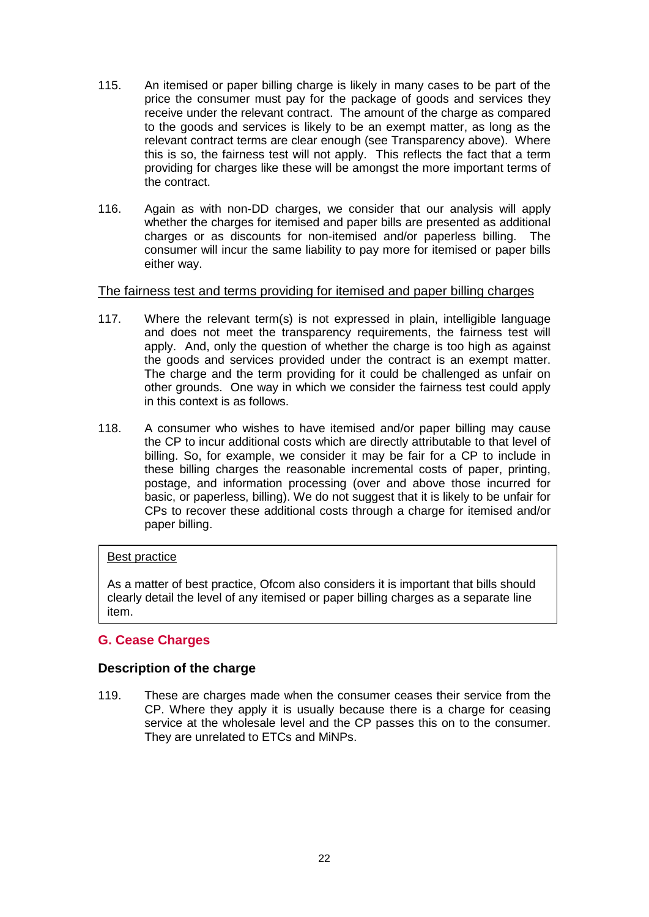115. An itemised or paper billing charge is likely in many cases to be part of the price the consumer must pay for the package of goods and services they receive under the relevant contract. The amount of the charge as compared to the goods and services is likely to be an exempt matter, as long as the relevant contract terms are clear enough (see Transparency above). Where this is so, the fairness test will not apply. This reflects the fact that a term providing for charges like these will be amongst the more important terms of the contract.

116. Again as with non-DD charges, we consider that our analysis will apply whether the charges for itemised and paper bills are presented as additional charges or as discounts for non-itemised and/or paperless billing. The consumer will incur the same liability to pay more for itemised or paper bills either way.

The fairness test and terms providing for itemised and paper billing charges

117. Where the relevant term(s) is not expressed in plain, intelligible language and does not meet the transparency requirements, the fairness test will apply. And, only the question of whether the charge is too high as against the goods and services provided under the contract is an exempt matter. The charge and the term providing for it could be challenged as unfair on other grounds. One way in which we consider the fairness test could apply in this context is as follows.

118. A consumer who wishes to have itemised and/or paper billing may cause the CP to incur additional costs which are directly attributable to that level of billing. So, for example, we consider it may be fair for a CP to include in these billing charges the reasonable incremental costs of paper, printing, postage, and information processing (over and above those incurred for basic, or paperless, billing). We do not suggest that it is likely to be unfair for CPs to recover these additional costs through a charge for itemised and/or paper billing.

> Best practice
>
> As a matter of best practice, Ofcom also considers it is important that bills should clearly detail the level of any itemised or paper billing charges as a separate line item.

## G. Cease Charges

### Description of the charge

119. These are charges made when the consumer ceases their service from the CP. Where they apply it is usually because there is a charge for ceasing service at the wholesale level and the CP passes this on to the consumer. They are unrelated to ETCs and MiNPs.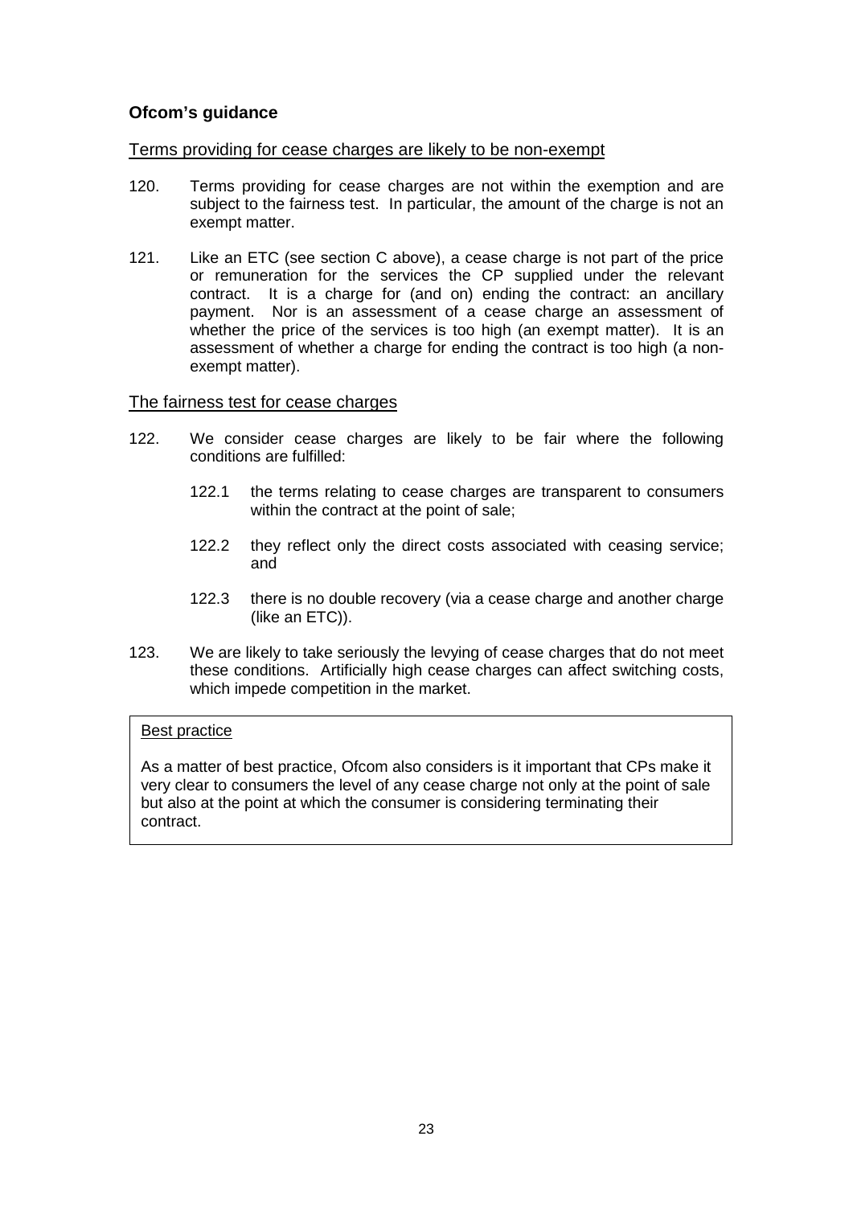**Ofcom's guidance**

Terms providing for cease charges are likely to be non-exempt

120. Terms providing for cease charges are not within the exemption and are subject to the fairness test. In particular, the amount of the charge is not an exempt matter.

121. Like an ETC (see section C above), a cease charge is not part of the price or remuneration for the services the CP supplied under the relevant contract. It is a charge for (and on) ending the contract: an ancillary payment. Nor is an assessment of a cease charge an assessment of whether the price of the services is too high (an exempt matter). It is an assessment of whether a charge for ending the contract is too high (a non-exempt matter).

The fairness test for cease charges

122. We consider cease charges are likely to be fair where the following conditions are fulfilled:

122.1 the terms relating to cease charges are transparent to consumers within the contract at the point of sale;

122.2 they reflect only the direct costs associated with ceasing service; and

122.3 there is no double recovery (via a cease charge and another charge (like an ETC)).

123. We are likely to take seriously the levying of cease charges that do not meet these conditions. Artificially high cease charges can affect switching costs, which impede competition in the market.

Best practice

As a matter of best practice, Ofcom also considers is it important that CPs make it very clear to consumers the level of any cease charge not only at the point of sale but also at the point at which the consumer is considering terminating their contract.